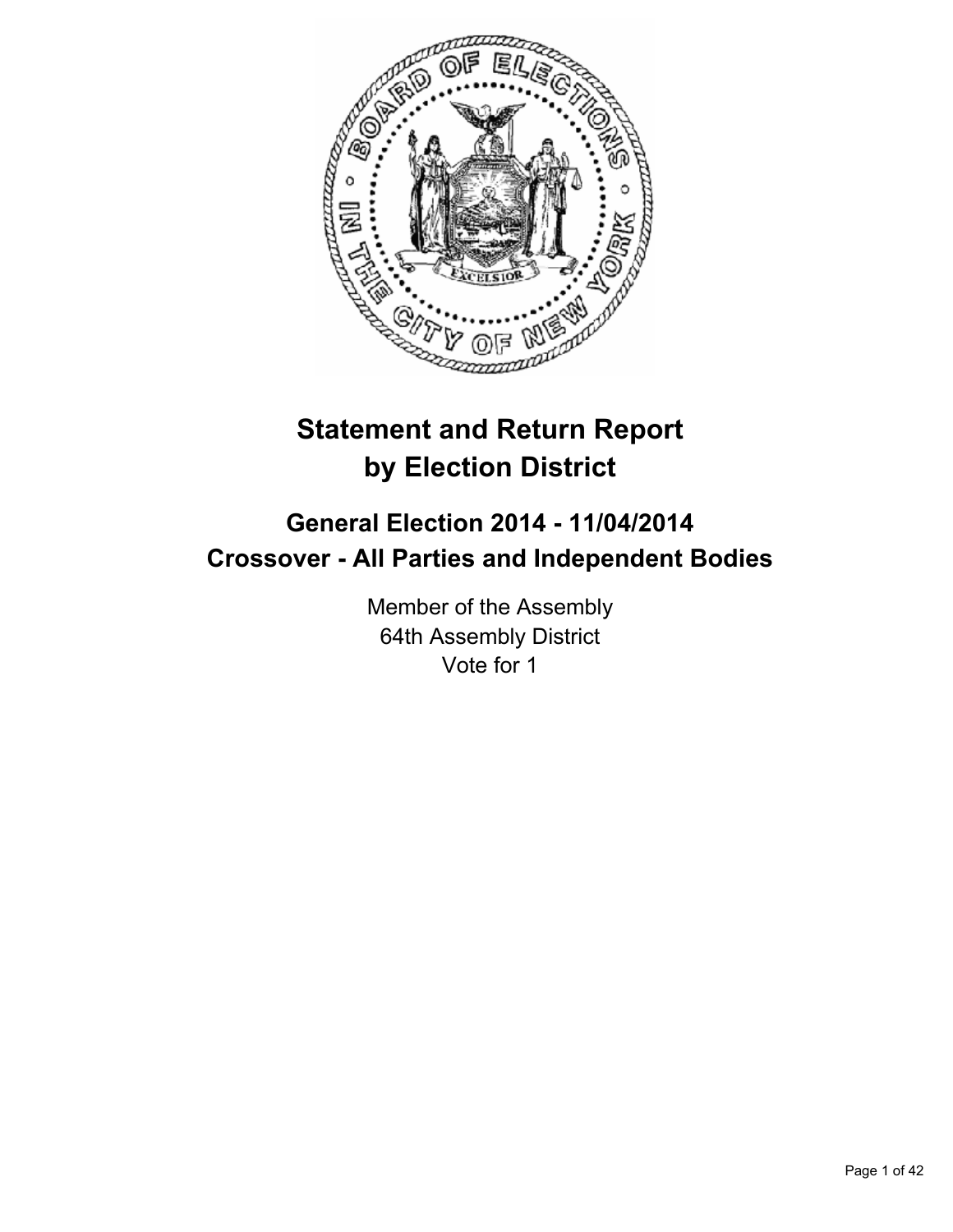# Statement and Return Report by Election District

## General Election 2014 - 11/04/2014
## Crossover - All Parties and Independent Bodies

Member of the Assembly
64th Assembly District
Vote for 1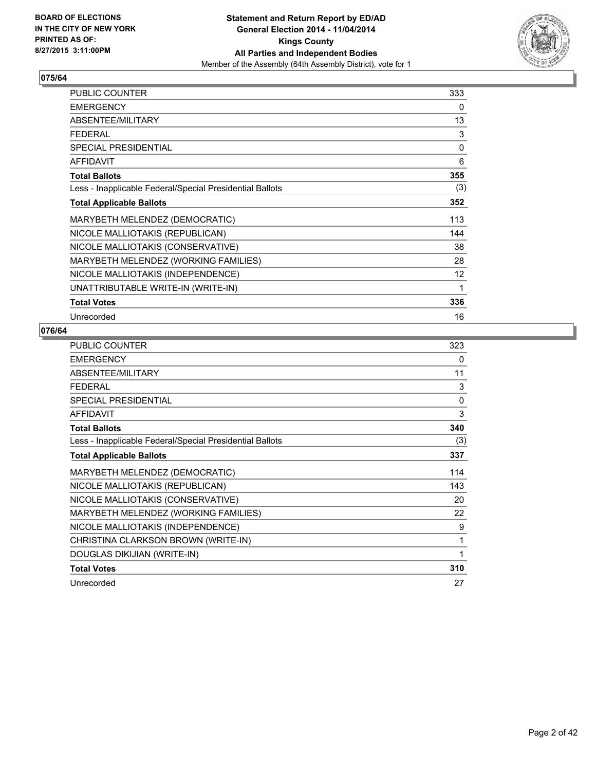**BOARD OF ELECTIONS IN THE CITY OF NEW YORK PRINTED AS OF: 8/27/2015 3:11:00PM**

**Statement and Return Report by ED/AD General Election 2014 - 11/04/2014 Kings County All Parties and Independent Bodies**
Member of the Assembly (64th Assembly District), vote for 1

## 075/64

| | |
|---|---|
| PUBLIC COUNTER | 333 |
| EMERGENCY | 0 |
| ABSENTEE/MILITARY | 13 |
| FEDERAL | 3 |
| SPECIAL PRESIDENTIAL | 0 |
| AFFIDAVIT | 6 |
| **Total Ballots** | **355** |
| Less - Inapplicable Federal/Special Presidential Ballots | (3) |
| **Total Applicable Ballots** | **352** |
| MARYBETH MELENDEZ (DEMOCRATIC) | 113 |
| NICOLE MALLIOTAKIS (REPUBLICAN) | 144 |
| NICOLE MALLIOTAKIS (CONSERVATIVE) | 38 |
| MARYBETH MELENDEZ (WORKING FAMILIES) | 28 |
| NICOLE MALLIOTAKIS (INDEPENDENCE) | 12 |
| UNATTRIBUTABLE WRITE-IN (WRITE-IN) | 1 |
| **Total Votes** | **336** |
| Unrecorded | 16 |

## 076/64

| | |
|---|---|
| PUBLIC COUNTER | 323 |
| EMERGENCY | 0 |
| ABSENTEE/MILITARY | 11 |
| FEDERAL | 3 |
| SPECIAL PRESIDENTIAL | 0 |
| AFFIDAVIT | 3 |
| **Total Ballots** | **340** |
| Less - Inapplicable Federal/Special Presidential Ballots | (3) |
| **Total Applicable Ballots** | **337** |
| MARYBETH MELENDEZ (DEMOCRATIC) | 114 |
| NICOLE MALLIOTAKIS (REPUBLICAN) | 143 |
| NICOLE MALLIOTAKIS (CONSERVATIVE) | 20 |
| MARYBETH MELENDEZ (WORKING FAMILIES) | 22 |
| NICOLE MALLIOTAKIS (INDEPENDENCE) | 9 |
| CHRISTINA CLARKSON BROWN (WRITE-IN) | 1 |
| DOUGLAS DIKIJIAN (WRITE-IN) | 1 |
| **Total Votes** | **310** |
| Unrecorded | 27 |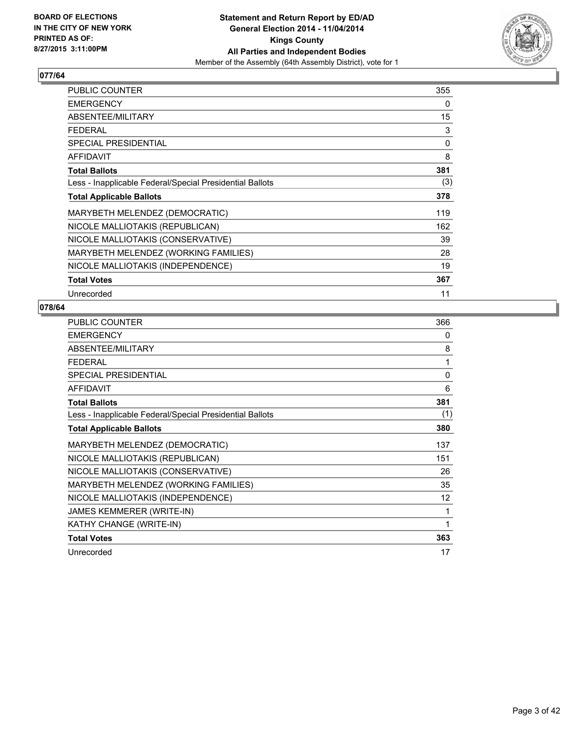**BOARD OF ELECTIONS**
**IN THE CITY OF NEW YORK**
**PRINTED AS OF:**
**8/27/2015 3:11:00PM**

**Statement and Return Report by ED/AD**
**General Election 2014 - 11/04/2014**
**Kings County**
**All Parties and Independent Bodies**
Member of the Assembly (64th Assembly District), vote for 1

## 077/64

| | |
|---|---|
| PUBLIC COUNTER | 355 |
| EMERGENCY | 0 |
| ABSENTEE/MILITARY | 15 |
| FEDERAL | 3 |
| SPECIAL PRESIDENTIAL | 0 |
| AFFIDAVIT | 8 |
| **Total Ballots** | **381** |
| Less - Inapplicable Federal/Special Presidential Ballots | (3) |
| **Total Applicable Ballots** | **378** |
| MARYBETH MELENDEZ (DEMOCRATIC) | 119 |
| NICOLE MALLIOTAKIS (REPUBLICAN) | 162 |
| NICOLE MALLIOTAKIS (CONSERVATIVE) | 39 |
| MARYBETH MELENDEZ (WORKING FAMILIES) | 28 |
| NICOLE MALLIOTAKIS (INDEPENDENCE) | 19 |
| **Total Votes** | **367** |
| Unrecorded | 11 |

## 078/64

| | |
|---|---|
| PUBLIC COUNTER | 366 |
| EMERGENCY | 0 |
| ABSENTEE/MILITARY | 8 |
| FEDERAL | 1 |
| SPECIAL PRESIDENTIAL | 0 |
| AFFIDAVIT | 6 |
| **Total Ballots** | **381** |
| Less - Inapplicable Federal/Special Presidential Ballots | (1) |
| **Total Applicable Ballots** | **380** |
| MARYBETH MELENDEZ (DEMOCRATIC) | 137 |
| NICOLE MALLIOTAKIS (REPUBLICAN) | 151 |
| NICOLE MALLIOTAKIS (CONSERVATIVE) | 26 |
| MARYBETH MELENDEZ (WORKING FAMILIES) | 35 |
| NICOLE MALLIOTAKIS (INDEPENDENCE) | 12 |
| JAMES KEMMERER (WRITE-IN) | 1 |
| KATHY CHANGE (WRITE-IN) | 1 |
| **Total Votes** | **363** |
| Unrecorded | 17 |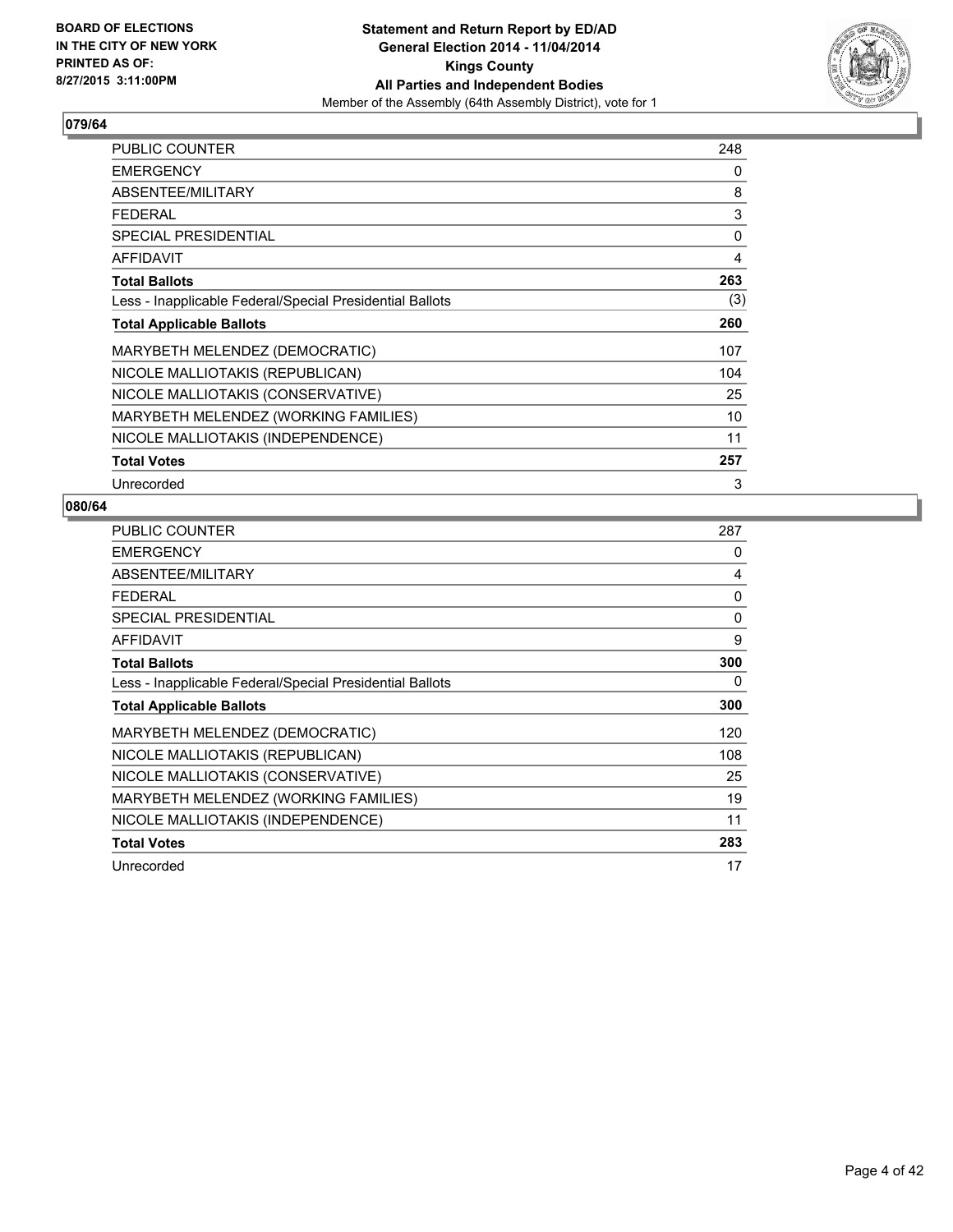**BOARD OF ELECTIONS IN THE CITY OF NEW YORK PRINTED AS OF: 8/27/2015 3:11:00PM**

**Statement and Return Report by ED/AD General Election 2014 - 11/04/2014 Kings County All Parties and Independent Bodies**

Member of the Assembly (64th Assembly District), vote for 1

## 079/64

| | |
|---|---|
| PUBLIC COUNTER | 248 |
| EMERGENCY | 0 |
| ABSENTEE/MILITARY | 8 |
| FEDERAL | 3 |
| SPECIAL PRESIDENTIAL | 0 |
| AFFIDAVIT | 4 |
| **Total Ballots** | **263** |
| Less - Inapplicable Federal/Special Presidential Ballots | (3) |
| **Total Applicable Ballots** | **260** |
| MARYBETH MELENDEZ (DEMOCRATIC) | 107 |
| NICOLE MALLIOTAKIS (REPUBLICAN) | 104 |
| NICOLE MALLIOTAKIS (CONSERVATIVE) | 25 |
| MARYBETH MELENDEZ (WORKING FAMILIES) | 10 |
| NICOLE MALLIOTAKIS (INDEPENDENCE) | 11 |
| **Total Votes** | **257** |
| Unrecorded | 3 |

## 080/64

| | |
|---|---|
| PUBLIC COUNTER | 287 |
| EMERGENCY | 0 |
| ABSENTEE/MILITARY | 4 |
| FEDERAL | 0 |
| SPECIAL PRESIDENTIAL | 0 |
| AFFIDAVIT | 9 |
| **Total Ballots** | **300** |
| Less - Inapplicable Federal/Special Presidential Ballots | 0 |
| **Total Applicable Ballots** | **300** |
| MARYBETH MELENDEZ (DEMOCRATIC) | 120 |
| NICOLE MALLIOTAKIS (REPUBLICAN) | 108 |
| NICOLE MALLIOTAKIS (CONSERVATIVE) | 25 |
| MARYBETH MELENDEZ (WORKING FAMILIES) | 19 |
| NICOLE MALLIOTAKIS (INDEPENDENCE) | 11 |
| **Total Votes** | **283** |
| Unrecorded | 17 |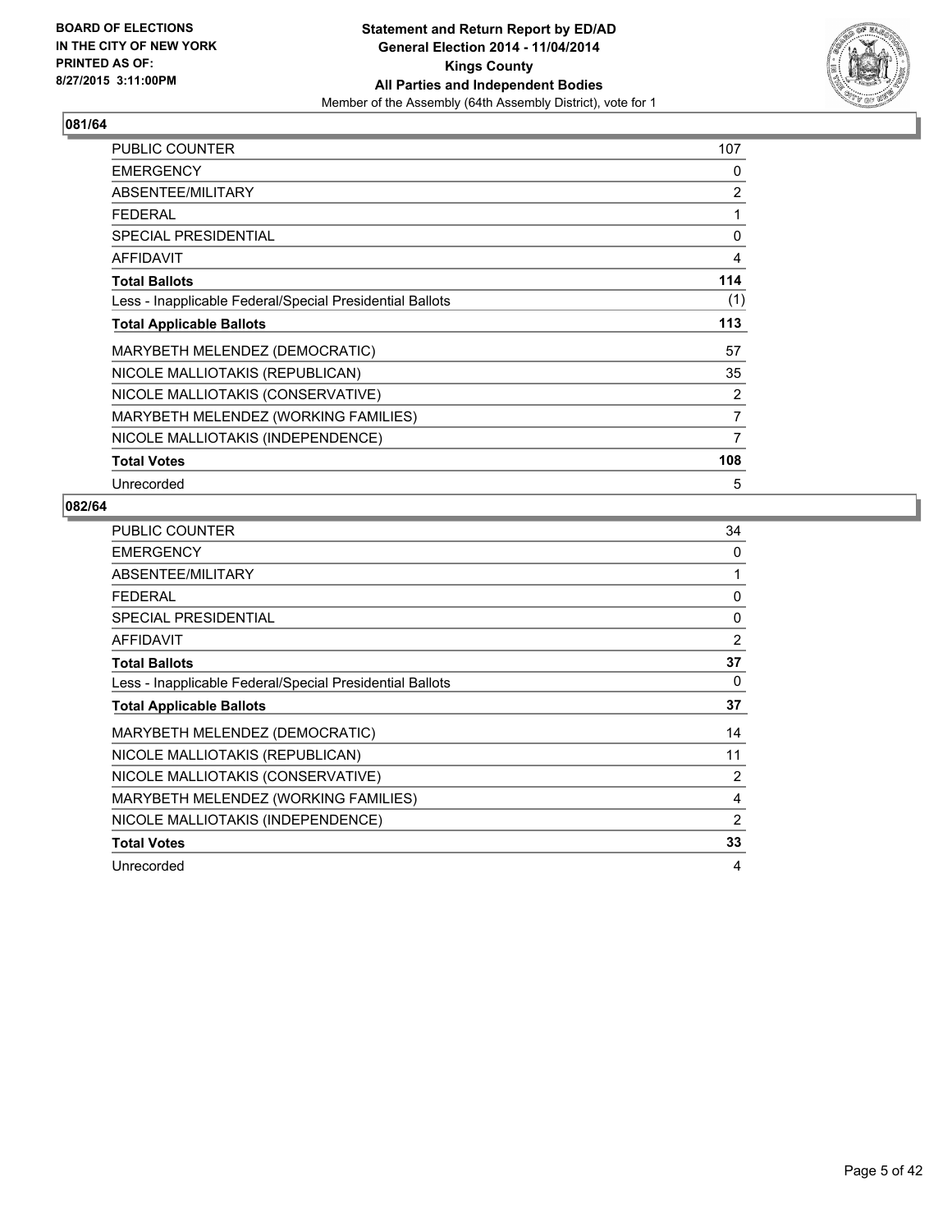BOARD OF ELECTIONS
IN THE CITY OF NEW YORK
PRINTED AS OF:
8/27/2015 3:11:00PM

**Statement and Return Report by ED/AD**
**General Election 2014 - 11/04/2014**
**Kings County**
**All Parties and Independent Bodies**
Member of the Assembly (64th Assembly District), vote for 1

## 081/64

| | |
|---|---|
| PUBLIC COUNTER | 107 |
| EMERGENCY | 0 |
| ABSENTEE/MILITARY | 2 |
| FEDERAL | 1 |
| SPECIAL PRESIDENTIAL | 0 |
| AFFIDAVIT | 4 |
| **Total Ballots** | **114** |
| Less - Inapplicable Federal/Special Presidential Ballots | (1) |
| **Total Applicable Ballots** | **113** |
| MARYBETH MELENDEZ (DEMOCRATIC) | 57 |
| NICOLE MALLIOTAKIS (REPUBLICAN) | 35 |
| NICOLE MALLIOTAKIS (CONSERVATIVE) | 2 |
| MARYBETH MELENDEZ (WORKING FAMILIES) | 7 |
| NICOLE MALLIOTAKIS (INDEPENDENCE) | 7 |
| **Total Votes** | **108** |
| Unrecorded | 5 |

## 082/64

| | |
|---|---|
| PUBLIC COUNTER | 34 |
| EMERGENCY | 0 |
| ABSENTEE/MILITARY | 1 |
| FEDERAL | 0 |
| SPECIAL PRESIDENTIAL | 0 |
| AFFIDAVIT | 2 |
| **Total Ballots** | **37** |
| Less - Inapplicable Federal/Special Presidential Ballots | 0 |
| **Total Applicable Ballots** | **37** |
| MARYBETH MELENDEZ (DEMOCRATIC) | 14 |
| NICOLE MALLIOTAKIS (REPUBLICAN) | 11 |
| NICOLE MALLIOTAKIS (CONSERVATIVE) | 2 |
| MARYBETH MELENDEZ (WORKING FAMILIES) | 4 |
| NICOLE MALLIOTAKIS (INDEPENDENCE) | 2 |
| **Total Votes** | **33** |
| Unrecorded | 4 |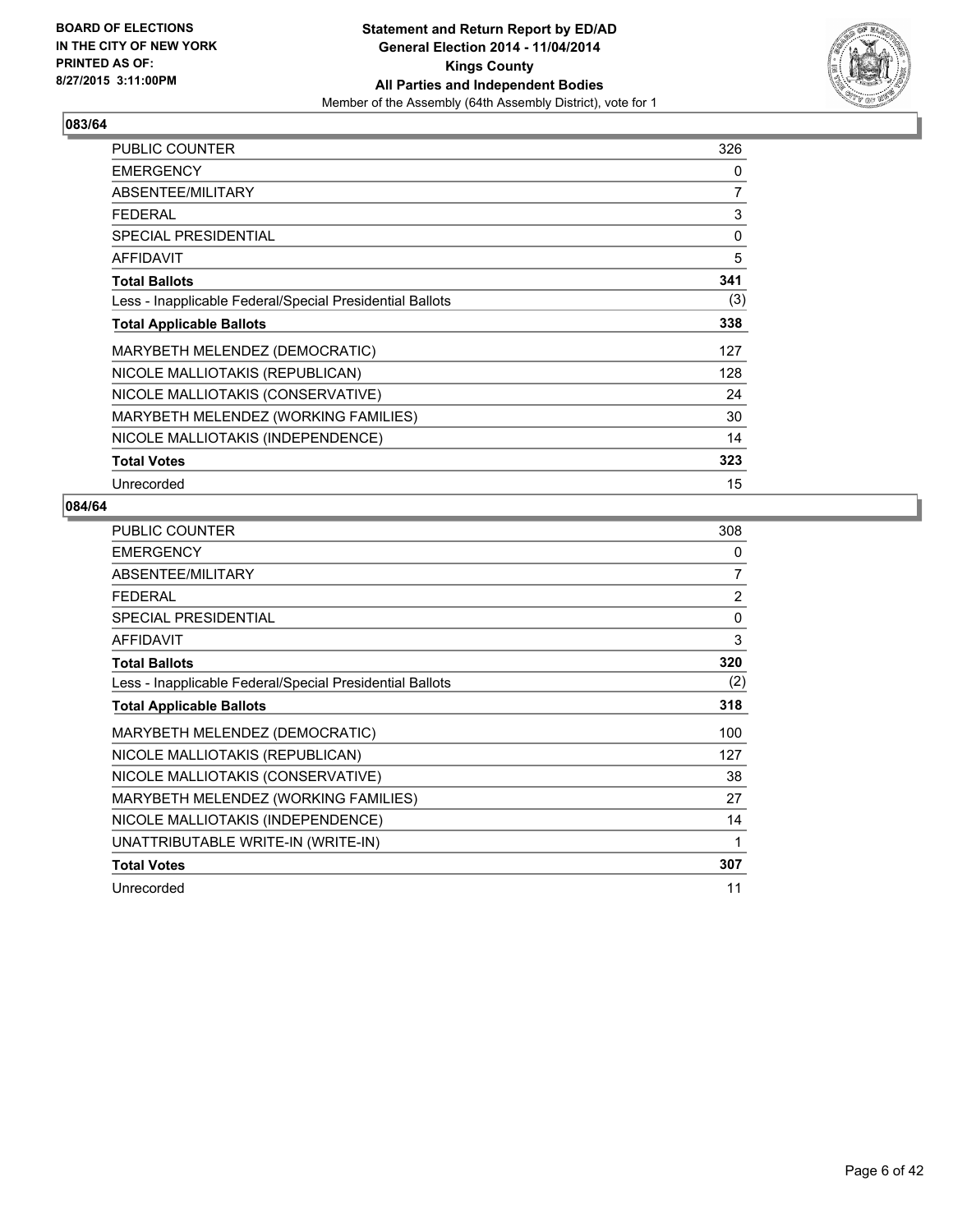**BOARD OF ELECTIONS IN THE CITY OF NEW YORK PRINTED AS OF: 8/27/2015 3:11:00PM**

**Statement and Return Report by ED/AD General Election 2014 - 11/04/2014 Kings County All Parties and Independent Bodies**

Member of the Assembly (64th Assembly District), vote for 1

## 083/64

| | |
|---|---|
| PUBLIC COUNTER | 326 |
| EMERGENCY | 0 |
| ABSENTEE/MILITARY | 7 |
| FEDERAL | 3 |
| SPECIAL PRESIDENTIAL | 0 |
| AFFIDAVIT | 5 |
| **Total Ballots** | **341** |
| Less - Inapplicable Federal/Special Presidential Ballots | (3) |
| **Total Applicable Ballots** | **338** |
| MARYBETH MELENDEZ (DEMOCRATIC) | 127 |
| NICOLE MALLIOTAKIS (REPUBLICAN) | 128 |
| NICOLE MALLIOTAKIS (CONSERVATIVE) | 24 |
| MARYBETH MELENDEZ (WORKING FAMILIES) | 30 |
| NICOLE MALLIOTAKIS (INDEPENDENCE) | 14 |
| **Total Votes** | **323** |
| Unrecorded | 15 |

## 084/64

| | |
|---|---|
| PUBLIC COUNTER | 308 |
| EMERGENCY | 0 |
| ABSENTEE/MILITARY | 7 |
| FEDERAL | 2 |
| SPECIAL PRESIDENTIAL | 0 |
| AFFIDAVIT | 3 |
| **Total Ballots** | **320** |
| Less - Inapplicable Federal/Special Presidential Ballots | (2) |
| **Total Applicable Ballots** | **318** |
| MARYBETH MELENDEZ (DEMOCRATIC) | 100 |
| NICOLE MALLIOTAKIS (REPUBLICAN) | 127 |
| NICOLE MALLIOTAKIS (CONSERVATIVE) | 38 |
| MARYBETH MELENDEZ (WORKING FAMILIES) | 27 |
| NICOLE MALLIOTAKIS (INDEPENDENCE) | 14 |
| UNATTRIBUTABLE WRITE-IN (WRITE-IN) | 1 |
| **Total Votes** | **307** |
| Unrecorded | 11 |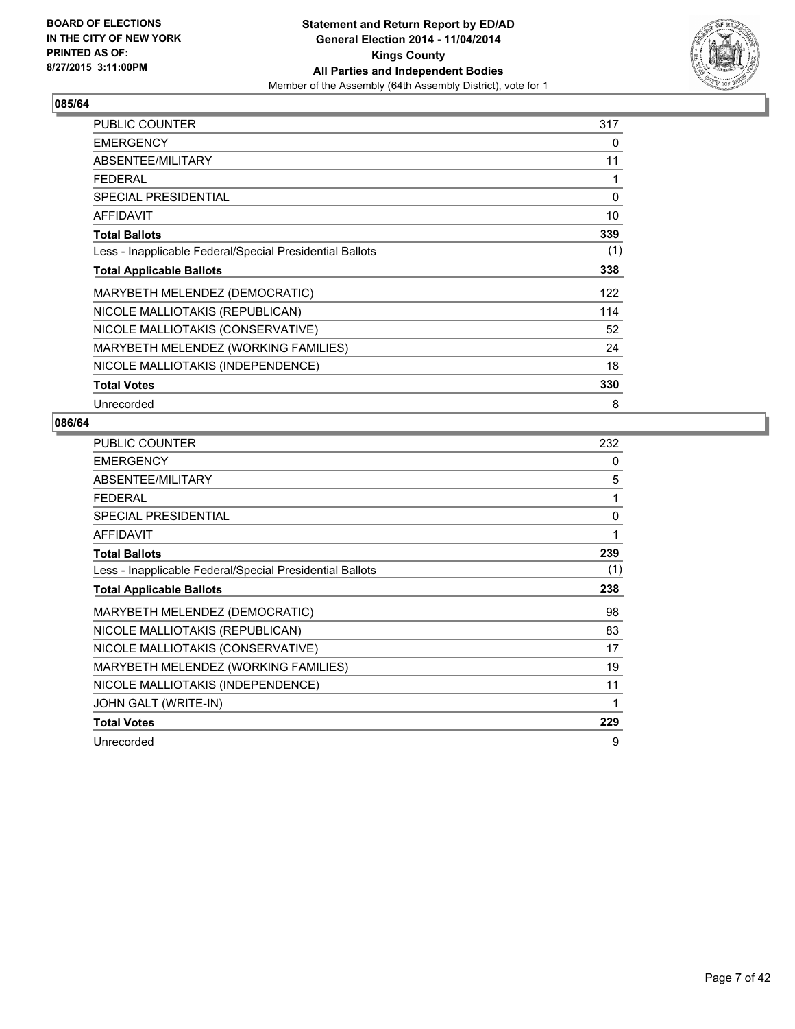**BOARD OF ELECTIONS IN THE CITY OF NEW YORK PRINTED AS OF: 8/27/2015 3:11:00PM**

**Statement and Return Report by ED/AD**
**General Election 2014 - 11/04/2014**
**Kings County**
**All Parties and Independent Bodies**
Member of the Assembly (64th Assembly District), vote for 1

## 085/64

| | |
|---|---|
| PUBLIC COUNTER | 317 |
| EMERGENCY | 0 |
| ABSENTEE/MILITARY | 11 |
| FEDERAL | 1 |
| SPECIAL PRESIDENTIAL | 0 |
| AFFIDAVIT | 10 |
| **Total Ballots** | **339** |
| Less - Inapplicable Federal/Special Presidential Ballots | (1) |
| **Total Applicable Ballots** | **338** |
| MARYBETH MELENDEZ (DEMOCRATIC) | 122 |
| NICOLE MALLIOTAKIS (REPUBLICAN) | 114 |
| NICOLE MALLIOTAKIS (CONSERVATIVE) | 52 |
| MARYBETH MELENDEZ (WORKING FAMILIES) | 24 |
| NICOLE MALLIOTAKIS (INDEPENDENCE) | 18 |
| **Total Votes** | **330** |
| Unrecorded | 8 |

## 086/64

| | |
|---|---|
| PUBLIC COUNTER | 232 |
| EMERGENCY | 0 |
| ABSENTEE/MILITARY | 5 |
| FEDERAL | 1 |
| SPECIAL PRESIDENTIAL | 0 |
| AFFIDAVIT | 1 |
| **Total Ballots** | **239** |
| Less - Inapplicable Federal/Special Presidential Ballots | (1) |
| **Total Applicable Ballots** | **238** |
| MARYBETH MELENDEZ (DEMOCRATIC) | 98 |
| NICOLE MALLIOTAKIS (REPUBLICAN) | 83 |
| NICOLE MALLIOTAKIS (CONSERVATIVE) | 17 |
| MARYBETH MELENDEZ (WORKING FAMILIES) | 19 |
| NICOLE MALLIOTAKIS (INDEPENDENCE) | 11 |
| JOHN GALT (WRITE-IN) | 1 |
| **Total Votes** | **229** |
| Unrecorded | 9 |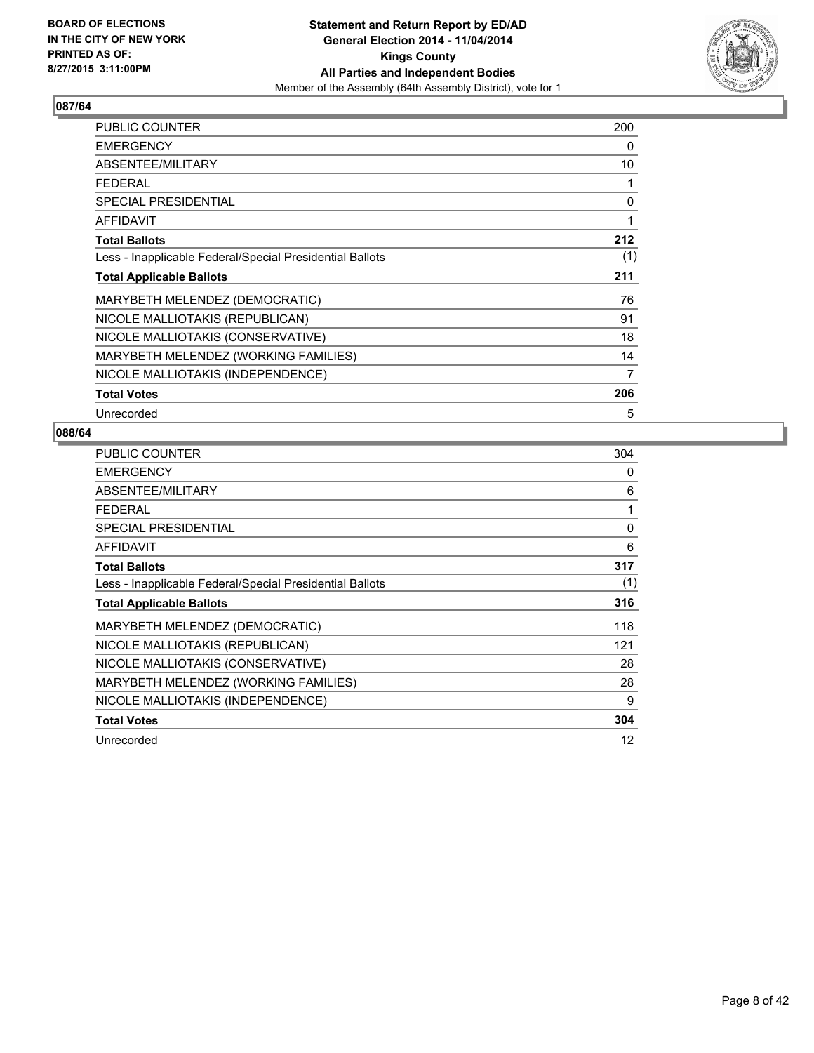BOARD OF ELECTIONS
IN THE CITY OF NEW YORK
PRINTED AS OF:
8/27/2015 3:11:00PM

**Statement and Return Report by ED/AD**
**General Election 2014 - 11/04/2014**
**Kings County**
**All Parties and Independent Bodies**
Member of the Assembly (64th Assembly District), vote for 1

## 087/64

| | |
|---|---|
| PUBLIC COUNTER | 200 |
| EMERGENCY | 0 |
| ABSENTEE/MILITARY | 10 |
| FEDERAL | 1 |
| SPECIAL PRESIDENTIAL | 0 |
| AFFIDAVIT | 1 |
| **Total Ballots** | **212** |
| Less - Inapplicable Federal/Special Presidential Ballots | (1) |
| **Total Applicable Ballots** | **211** |
| MARYBETH MELENDEZ (DEMOCRATIC) | 76 |
| NICOLE MALLIOTAKIS (REPUBLICAN) | 91 |
| NICOLE MALLIOTAKIS (CONSERVATIVE) | 18 |
| MARYBETH MELENDEZ (WORKING FAMILIES) | 14 |
| NICOLE MALLIOTAKIS (INDEPENDENCE) | 7 |
| **Total Votes** | **206** |
| Unrecorded | 5 |

## 088/64

| | |
|---|---|
| PUBLIC COUNTER | 304 |
| EMERGENCY | 0 |
| ABSENTEE/MILITARY | 6 |
| FEDERAL | 1 |
| SPECIAL PRESIDENTIAL | 0 |
| AFFIDAVIT | 6 |
| **Total Ballots** | **317** |
| Less - Inapplicable Federal/Special Presidential Ballots | (1) |
| **Total Applicable Ballots** | **316** |
| MARYBETH MELENDEZ (DEMOCRATIC) | 118 |
| NICOLE MALLIOTAKIS (REPUBLICAN) | 121 |
| NICOLE MALLIOTAKIS (CONSERVATIVE) | 28 |
| MARYBETH MELENDEZ (WORKING FAMILIES) | 28 |
| NICOLE MALLIOTAKIS (INDEPENDENCE) | 9 |
| **Total Votes** | **304** |
| Unrecorded | 12 |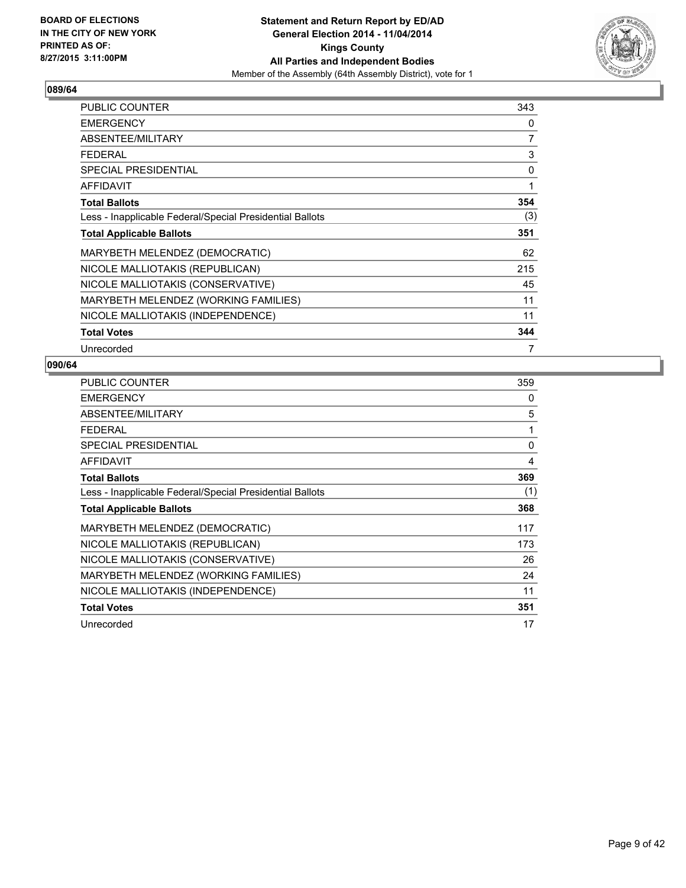BOARD OF ELECTIONS
IN THE CITY OF NEW YORK
PRINTED AS OF:
8/27/2015 3:11:00PM

**Statement and Return Report by ED/AD**
**General Election 2014 - 11/04/2014**
**Kings County**
**All Parties and Independent Bodies**
Member of the Assembly (64th Assembly District), vote for 1

**089/64**

| | |
|---|---|
| PUBLIC COUNTER | 343 |
| EMERGENCY | 0 |
| ABSENTEE/MILITARY | 7 |
| FEDERAL | 3 |
| SPECIAL PRESIDENTIAL | 0 |
| AFFIDAVIT | 1 |
| **Total Ballots** | **354** |
| Less - Inapplicable Federal/Special Presidential Ballots | (3) |
| **Total Applicable Ballots** | **351** |
| MARYBETH MELENDEZ (DEMOCRATIC) | 62 |
| NICOLE MALLIOTAKIS (REPUBLICAN) | 215 |
| NICOLE MALLIOTAKIS (CONSERVATIVE) | 45 |
| MARYBETH MELENDEZ (WORKING FAMILIES) | 11 |
| NICOLE MALLIOTAKIS (INDEPENDENCE) | 11 |
| **Total Votes** | **344** |
| Unrecorded | 7 |

**090/64**

| | |
|---|---|
| PUBLIC COUNTER | 359 |
| EMERGENCY | 0 |
| ABSENTEE/MILITARY | 5 |
| FEDERAL | 1 |
| SPECIAL PRESIDENTIAL | 0 |
| AFFIDAVIT | 4 |
| **Total Ballots** | **369** |
| Less - Inapplicable Federal/Special Presidential Ballots | (1) |
| **Total Applicable Ballots** | **368** |
| MARYBETH MELENDEZ (DEMOCRATIC) | 117 |
| NICOLE MALLIOTAKIS (REPUBLICAN) | 173 |
| NICOLE MALLIOTAKIS (CONSERVATIVE) | 26 |
| MARYBETH MELENDEZ (WORKING FAMILIES) | 24 |
| NICOLE MALLIOTAKIS (INDEPENDENCE) | 11 |
| **Total Votes** | **351** |
| Unrecorded | 17 |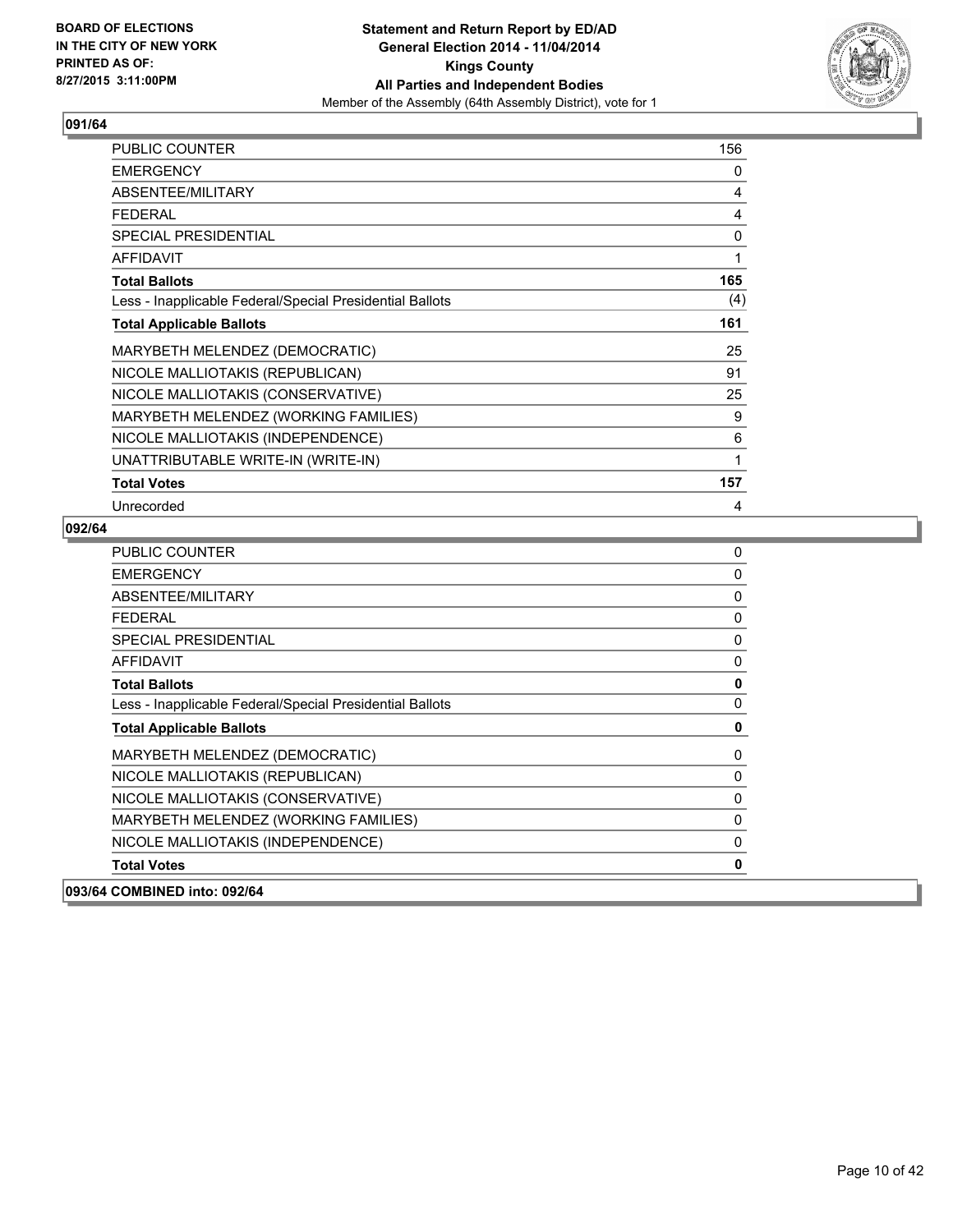**BOARD OF ELECTIONS IN THE CITY OF NEW YORK PRINTED AS OF: 8/27/2015 3:11:00PM**

**Statement and Return Report by ED/AD General Election 2014 - 11/04/2014 Kings County All Parties and Independent Bodies**

Member of the Assembly (64th Assembly District), vote for 1

## 091/64

| | |
|---|---|
| PUBLIC COUNTER | 156 |
| EMERGENCY | 0 |
| ABSENTEE/MILITARY | 4 |
| FEDERAL | 4 |
| SPECIAL PRESIDENTIAL | 0 |
| AFFIDAVIT | 1 |
| **Total Ballots** | **165** |
| Less - Inapplicable Federal/Special Presidential Ballots | (4) |
| **Total Applicable Ballots** | **161** |
| MARYBETH MELENDEZ (DEMOCRATIC) | 25 |
| NICOLE MALLIOTAKIS (REPUBLICAN) | 91 |
| NICOLE MALLIOTAKIS (CONSERVATIVE) | 25 |
| MARYBETH MELENDEZ (WORKING FAMILIES) | 9 |
| NICOLE MALLIOTAKIS (INDEPENDENCE) | 6 |
| UNATTRIBUTABLE WRITE-IN (WRITE-IN) | 1 |
| **Total Votes** | **157** |
| Unrecorded | 4 |

## 092/64

| | |
|---|---|
| PUBLIC COUNTER | 0 |
| EMERGENCY | 0 |
| ABSENTEE/MILITARY | 0 |
| FEDERAL | 0 |
| SPECIAL PRESIDENTIAL | 0 |
| AFFIDAVIT | 0 |
| **Total Ballots** | **0** |
| Less - Inapplicable Federal/Special Presidential Ballots | 0 |
| **Total Applicable Ballots** | **0** |
| MARYBETH MELENDEZ (DEMOCRATIC) | 0 |
| NICOLE MALLIOTAKIS (REPUBLICAN) | 0 |
| NICOLE MALLIOTAKIS (CONSERVATIVE) | 0 |
| MARYBETH MELENDEZ (WORKING FAMILIES) | 0 |
| NICOLE MALLIOTAKIS (INDEPENDENCE) | 0 |
| **Total Votes** | **0** |

## 093/64 COMBINED into: 092/64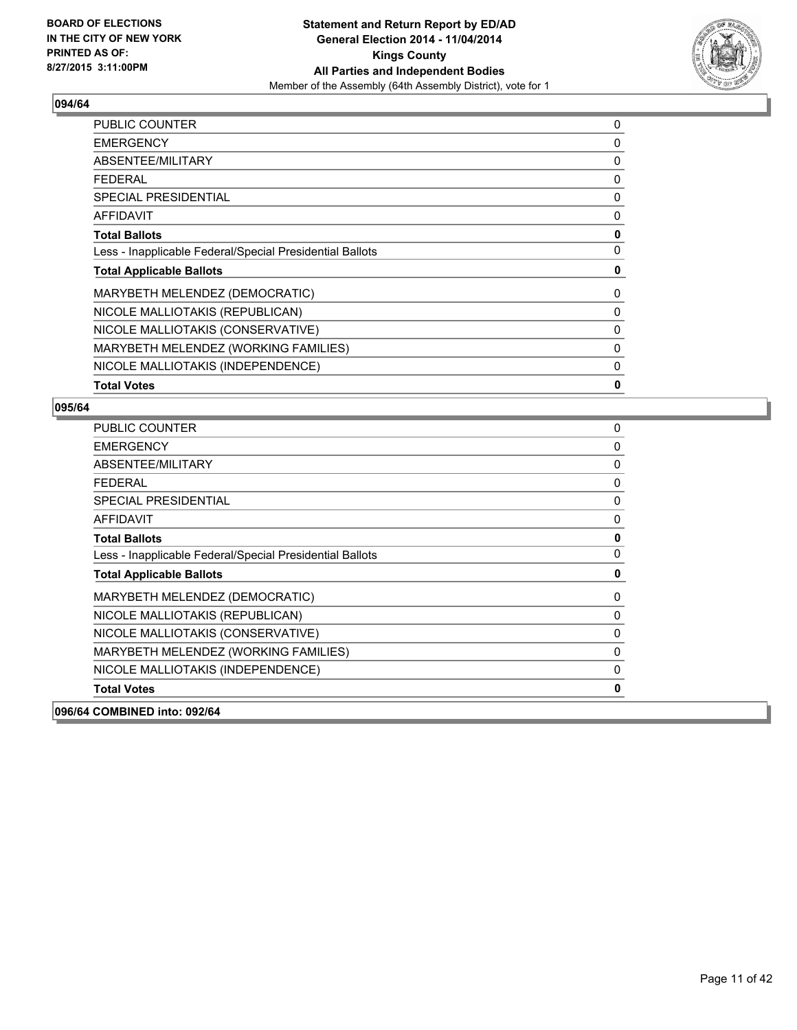**BOARD OF ELECTIONS IN THE CITY OF NEW YORK PRINTED AS OF: 8/27/2015 3:11:00PM**

**Statement and Return Report by ED/AD General Election 2014 - 11/04/2014 Kings County All Parties and Independent Bodies**
Member of the Assembly (64th Assembly District), vote for 1

### 094/64

| | |
|---|---|
| PUBLIC COUNTER | 0 |
| EMERGENCY | 0 |
| ABSENTEE/MILITARY | 0 |
| FEDERAL | 0 |
| SPECIAL PRESIDENTIAL | 0 |
| AFFIDAVIT | 0 |
| **Total Ballots** | **0** |
| Less - Inapplicable Federal/Special Presidential Ballots | 0 |
| **Total Applicable Ballots** | **0** |
| MARYBETH MELENDEZ (DEMOCRATIC) | 0 |
| NICOLE MALLIOTAKIS (REPUBLICAN) | 0 |
| NICOLE MALLIOTAKIS (CONSERVATIVE) | 0 |
| MARYBETH MELENDEZ (WORKING FAMILIES) | 0 |
| NICOLE MALLIOTAKIS (INDEPENDENCE) | 0 |
| **Total Votes** | **0** |

### 095/64

| | |
|---|---|
| PUBLIC COUNTER | 0 |
| EMERGENCY | 0 |
| ABSENTEE/MILITARY | 0 |
| FEDERAL | 0 |
| SPECIAL PRESIDENTIAL | 0 |
| AFFIDAVIT | 0 |
| **Total Ballots** | **0** |
| Less - Inapplicable Federal/Special Presidential Ballots | 0 |
| **Total Applicable Ballots** | **0** |
| MARYBETH MELENDEZ (DEMOCRATIC) | 0 |
| NICOLE MALLIOTAKIS (REPUBLICAN) | 0 |
| NICOLE MALLIOTAKIS (CONSERVATIVE) | 0 |
| MARYBETH MELENDEZ (WORKING FAMILIES) | 0 |
| NICOLE MALLIOTAKIS (INDEPENDENCE) | 0 |
| **Total Votes** | **0** |

### 096/64 COMBINED into: 092/64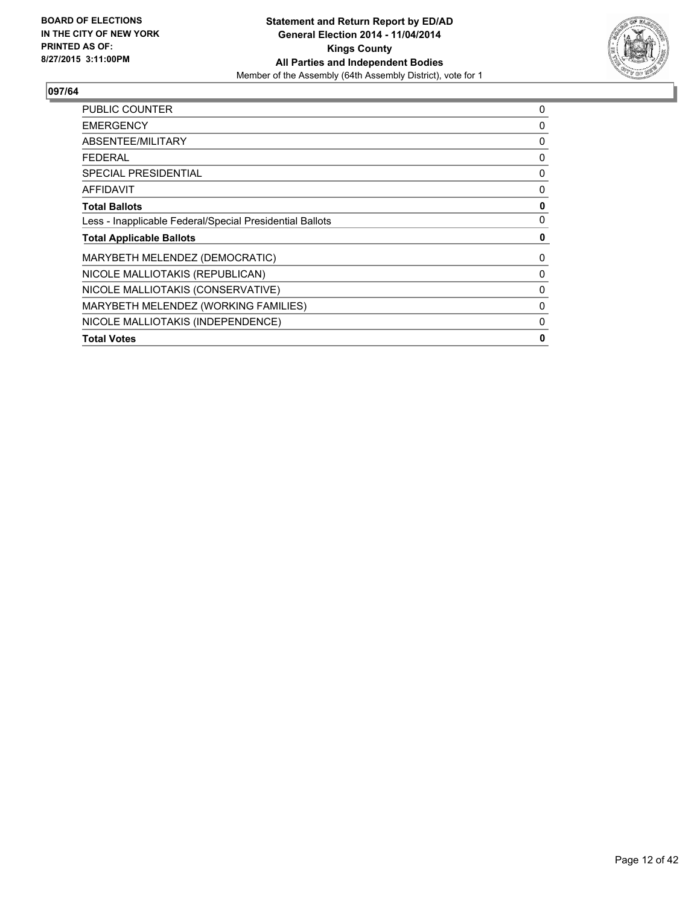**BOARD OF ELECTIONS IN THE CITY OF NEW YORK PRINTED AS OF: 8/27/2015 3:11:00PM**

**Statement and Return Report by ED/AD**
**General Election 2014 - 11/04/2014**
**Kings County**
**All Parties and Independent Bodies**
Member of the Assembly (64th Assembly District), vote for 1

## 097/64

| | |
|---|---|
| PUBLIC COUNTER | 0 |
| EMERGENCY | 0 |
| ABSENTEE/MILITARY | 0 |
| FEDERAL | 0 |
| SPECIAL PRESIDENTIAL | 0 |
| AFFIDAVIT | 0 |
| **Total Ballots** | **0** |
| Less - Inapplicable Federal/Special Presidential Ballots | 0 |
| **Total Applicable Ballots** | **0** |
| MARYBETH MELENDEZ (DEMOCRATIC) | 0 |
| NICOLE MALLIOTAKIS (REPUBLICAN) | 0 |
| NICOLE MALLIOTAKIS (CONSERVATIVE) | 0 |
| MARYBETH MELENDEZ (WORKING FAMILIES) | 0 |
| NICOLE MALLIOTAKIS (INDEPENDENCE) | 0 |
| **Total Votes** | **0** |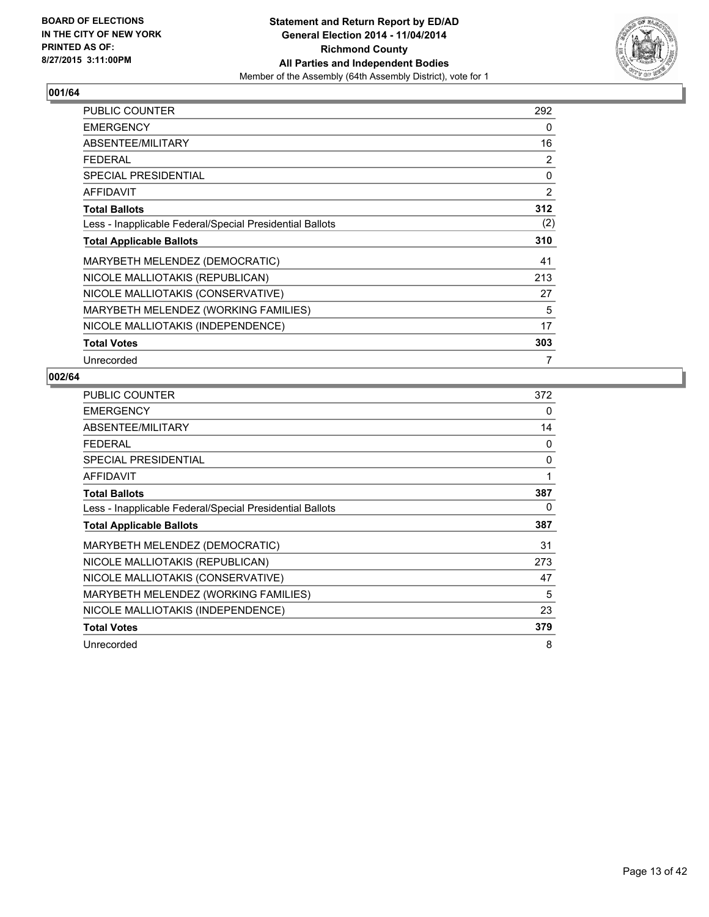BOARD OF ELECTIONS
IN THE CITY OF NEW YORK
PRINTED AS OF:
8/27/2015 3:11:00PM

**Statement and Return Report by ED/AD**
**General Election 2014 - 11/04/2014**
**Richmond County**
**All Parties and Independent Bodies**
Member of the Assembly (64th Assembly District), vote for 1

## 001/64

| | |
|---|---|
| PUBLIC COUNTER | 292 |
| EMERGENCY | 0 |
| ABSENTEE/MILITARY | 16 |
| FEDERAL | 2 |
| SPECIAL PRESIDENTIAL | 0 |
| AFFIDAVIT | 2 |
| **Total Ballots** | **312** |
| Less - Inapplicable Federal/Special Presidential Ballots | (2) |
| **Total Applicable Ballots** | **310** |
| MARYBETH MELENDEZ (DEMOCRATIC) | 41 |
| NICOLE MALLIOTAKIS (REPUBLICAN) | 213 |
| NICOLE MALLIOTAKIS (CONSERVATIVE) | 27 |
| MARYBETH MELENDEZ (WORKING FAMILIES) | 5 |
| NICOLE MALLIOTAKIS (INDEPENDENCE) | 17 |
| **Total Votes** | **303** |
| Unrecorded | 7 |

## 002/64

| | |
|---|---|
| PUBLIC COUNTER | 372 |
| EMERGENCY | 0 |
| ABSENTEE/MILITARY | 14 |
| FEDERAL | 0 |
| SPECIAL PRESIDENTIAL | 0 |
| AFFIDAVIT | 1 |
| **Total Ballots** | **387** |
| Less - Inapplicable Federal/Special Presidential Ballots | 0 |
| **Total Applicable Ballots** | **387** |
| MARYBETH MELENDEZ (DEMOCRATIC) | 31 |
| NICOLE MALLIOTAKIS (REPUBLICAN) | 273 |
| NICOLE MALLIOTAKIS (CONSERVATIVE) | 47 |
| MARYBETH MELENDEZ (WORKING FAMILIES) | 5 |
| NICOLE MALLIOTAKIS (INDEPENDENCE) | 23 |
| **Total Votes** | **379** |
| Unrecorded | 8 |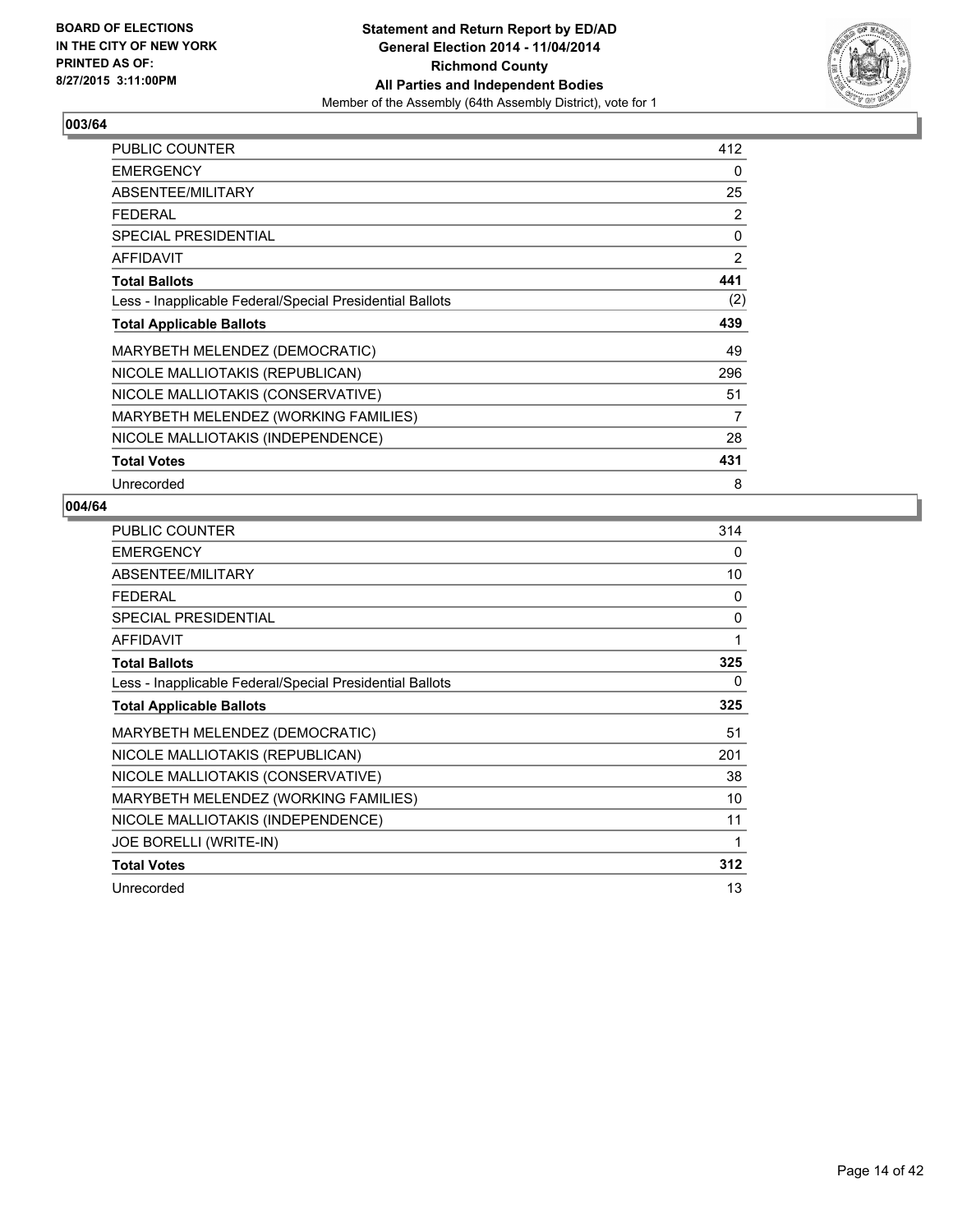**BOARD OF ELECTIONS IN THE CITY OF NEW YORK PRINTED AS OF: 8/27/2015 3:11:00PM**

**Statement and Return Report by ED/AD General Election 2014 - 11/04/2014 Richmond County All Parties and Independent Bodies**

Member of the Assembly (64th Assembly District), vote for 1

## 003/64

| | |
|---|---|
| PUBLIC COUNTER | 412 |
| EMERGENCY | 0 |
| ABSENTEE/MILITARY | 25 |
| FEDERAL | 2 |
| SPECIAL PRESIDENTIAL | 0 |
| AFFIDAVIT | 2 |
| **Total Ballots** | **441** |
| Less - Inapplicable Federal/Special Presidential Ballots | (2) |
| **Total Applicable Ballots** | **439** |
| MARYBETH MELENDEZ (DEMOCRATIC) | 49 |
| NICOLE MALLIOTAKIS (REPUBLICAN) | 296 |
| NICOLE MALLIOTAKIS (CONSERVATIVE) | 51 |
| MARYBETH MELENDEZ (WORKING FAMILIES) | 7 |
| NICOLE MALLIOTAKIS (INDEPENDENCE) | 28 |
| **Total Votes** | **431** |
| Unrecorded | 8 |

## 004/64

| | |
|---|---|
| PUBLIC COUNTER | 314 |
| EMERGENCY | 0 |
| ABSENTEE/MILITARY | 10 |
| FEDERAL | 0 |
| SPECIAL PRESIDENTIAL | 0 |
| AFFIDAVIT | 1 |
| **Total Ballots** | **325** |
| Less - Inapplicable Federal/Special Presidential Ballots | 0 |
| **Total Applicable Ballots** | **325** |
| MARYBETH MELENDEZ (DEMOCRATIC) | 51 |
| NICOLE MALLIOTAKIS (REPUBLICAN) | 201 |
| NICOLE MALLIOTAKIS (CONSERVATIVE) | 38 |
| MARYBETH MELENDEZ (WORKING FAMILIES) | 10 |
| NICOLE MALLIOTAKIS (INDEPENDENCE) | 11 |
| JOE BORELLI (WRITE-IN) | 1 |
| **Total Votes** | **312** |
| Unrecorded | 13 |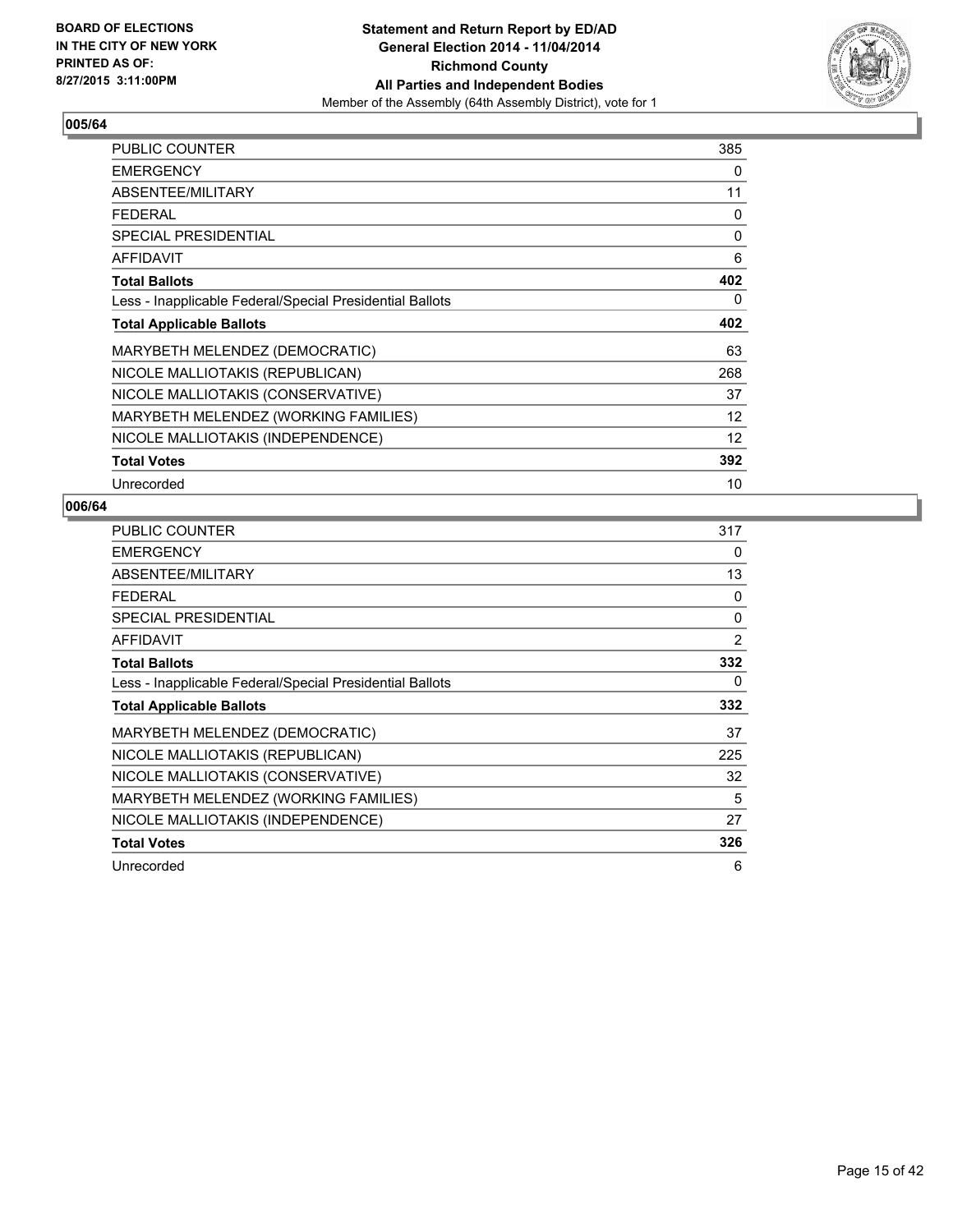**BOARD OF ELECTIONS IN THE CITY OF NEW YORK PRINTED AS OF: 8/27/2015 3:11:00PM**

**Statement and Return Report by ED/AD General Election 2014 - 11/04/2014 Richmond County All Parties and Independent Bodies**

Member of the Assembly (64th Assembly District), vote for 1

## 005/64

| | |
|---|---|
| PUBLIC COUNTER | 385 |
| EMERGENCY | 0 |
| ABSENTEE/MILITARY | 11 |
| FEDERAL | 0 |
| SPECIAL PRESIDENTIAL | 0 |
| AFFIDAVIT | 6 |
| **Total Ballots** | **402** |
| Less - Inapplicable Federal/Special Presidential Ballots | 0 |
| **Total Applicable Ballots** | **402** |
| MARYBETH MELENDEZ (DEMOCRATIC) | 63 |
| NICOLE MALLIOTAKIS (REPUBLICAN) | 268 |
| NICOLE MALLIOTAKIS (CONSERVATIVE) | 37 |
| MARYBETH MELENDEZ (WORKING FAMILIES) | 12 |
| NICOLE MALLIOTAKIS (INDEPENDENCE) | 12 |
| **Total Votes** | **392** |
| Unrecorded | 10 |

## 006/64

| | |
|---|---|
| PUBLIC COUNTER | 317 |
| EMERGENCY | 0 |
| ABSENTEE/MILITARY | 13 |
| FEDERAL | 0 |
| SPECIAL PRESIDENTIAL | 0 |
| AFFIDAVIT | 2 |
| **Total Ballots** | **332** |
| Less - Inapplicable Federal/Special Presidential Ballots | 0 |
| **Total Applicable Ballots** | **332** |
| MARYBETH MELENDEZ (DEMOCRATIC) | 37 |
| NICOLE MALLIOTAKIS (REPUBLICAN) | 225 |
| NICOLE MALLIOTAKIS (CONSERVATIVE) | 32 |
| MARYBETH MELENDEZ (WORKING FAMILIES) | 5 |
| NICOLE MALLIOTAKIS (INDEPENDENCE) | 27 |
| **Total Votes** | **326** |
| Unrecorded | 6 |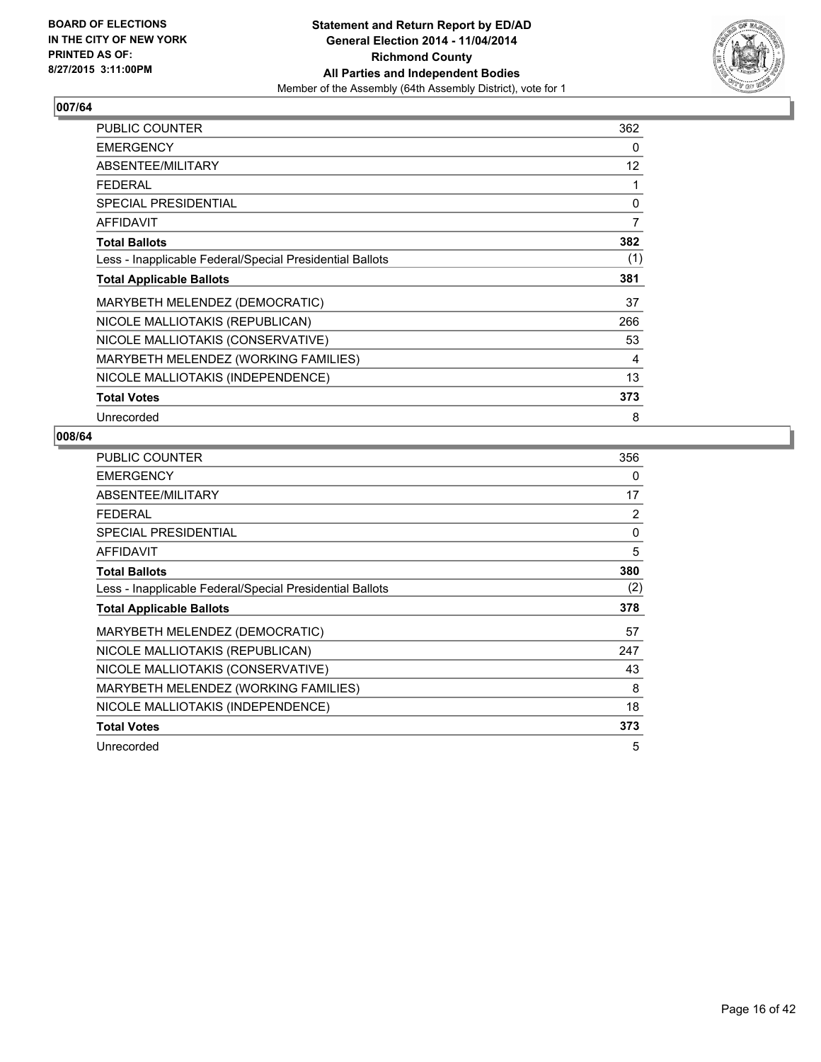BOARD OF ELECTIONS
IN THE CITY OF NEW YORK
PRINTED AS OF:
8/27/2015 3:11:00PM

**Statement and Return Report by ED/AD**
**General Election 2014 - 11/04/2014**
**Richmond County**
**All Parties and Independent Bodies**
Member of the Assembly (64th Assembly District), vote for 1

## 007/64

| | |
|---|---|
| PUBLIC COUNTER | 362 |
| EMERGENCY | 0 |
| ABSENTEE/MILITARY | 12 |
| FEDERAL | 1 |
| SPECIAL PRESIDENTIAL | 0 |
| AFFIDAVIT | 7 |
| **Total Ballots** | **382** |
| Less - Inapplicable Federal/Special Presidential Ballots | (1) |
| **Total Applicable Ballots** | **381** |
| MARYBETH MELENDEZ (DEMOCRATIC) | 37 |
| NICOLE MALLIOTAKIS (REPUBLICAN) | 266 |
| NICOLE MALLIOTAKIS (CONSERVATIVE) | 53 |
| MARYBETH MELENDEZ (WORKING FAMILIES) | 4 |
| NICOLE MALLIOTAKIS (INDEPENDENCE) | 13 |
| **Total Votes** | **373** |
| Unrecorded | 8 |

## 008/64

| | |
|---|---|
| PUBLIC COUNTER | 356 |
| EMERGENCY | 0 |
| ABSENTEE/MILITARY | 17 |
| FEDERAL | 2 |
| SPECIAL PRESIDENTIAL | 0 |
| AFFIDAVIT | 5 |
| **Total Ballots** | **380** |
| Less - Inapplicable Federal/Special Presidential Ballots | (2) |
| **Total Applicable Ballots** | **378** |
| MARYBETH MELENDEZ (DEMOCRATIC) | 57 |
| NICOLE MALLIOTAKIS (REPUBLICAN) | 247 |
| NICOLE MALLIOTAKIS (CONSERVATIVE) | 43 |
| MARYBETH MELENDEZ (WORKING FAMILIES) | 8 |
| NICOLE MALLIOTAKIS (INDEPENDENCE) | 18 |
| **Total Votes** | **373** |
| Unrecorded | 5 |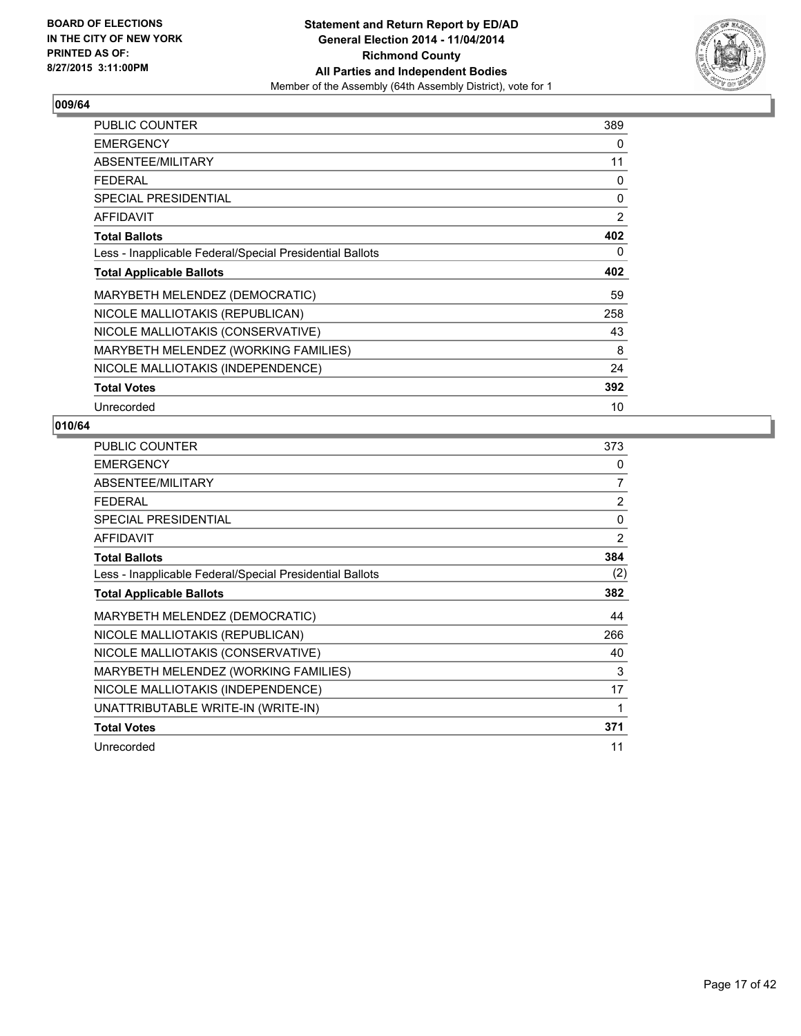**BOARD OF ELECTIONS IN THE CITY OF NEW YORK PRINTED AS OF: 8/27/2015 3:11:00PM**

# Statement and Return Report by ED/AD
## General Election 2014 - 11/04/2014
## Richmond County
## All Parties and Independent Bodies
Member of the Assembly (64th Assembly District), vote for 1

### 009/64

| | |
|---|---|
| PUBLIC COUNTER | 389 |
| EMERGENCY | 0 |
| ABSENTEE/MILITARY | 11 |
| FEDERAL | 0 |
| SPECIAL PRESIDENTIAL | 0 |
| AFFIDAVIT | 2 |
| **Total Ballots** | **402** |
| Less - Inapplicable Federal/Special Presidential Ballots | 0 |
| **Total Applicable Ballots** | **402** |
| MARYBETH MELENDEZ (DEMOCRATIC) | 59 |
| NICOLE MALLIOTAKIS (REPUBLICAN) | 258 |
| NICOLE MALLIOTAKIS (CONSERVATIVE) | 43 |
| MARYBETH MELENDEZ (WORKING FAMILIES) | 8 |
| NICOLE MALLIOTAKIS (INDEPENDENCE) | 24 |
| **Total Votes** | **392** |
| Unrecorded | 10 |

### 010/64

| | |
|---|---|
| PUBLIC COUNTER | 373 |
| EMERGENCY | 0 |
| ABSENTEE/MILITARY | 7 |
| FEDERAL | 2 |
| SPECIAL PRESIDENTIAL | 0 |
| AFFIDAVIT | 2 |
| **Total Ballots** | **384** |
| Less - Inapplicable Federal/Special Presidential Ballots | (2) |
| **Total Applicable Ballots** | **382** |
| MARYBETH MELENDEZ (DEMOCRATIC) | 44 |
| NICOLE MALLIOTAKIS (REPUBLICAN) | 266 |
| NICOLE MALLIOTAKIS (CONSERVATIVE) | 40 |
| MARYBETH MELENDEZ (WORKING FAMILIES) | 3 |
| NICOLE MALLIOTAKIS (INDEPENDENCE) | 17 |
| UNATTRIBUTABLE WRITE-IN (WRITE-IN) | 1 |
| **Total Votes** | **371** |
| Unrecorded | 11 |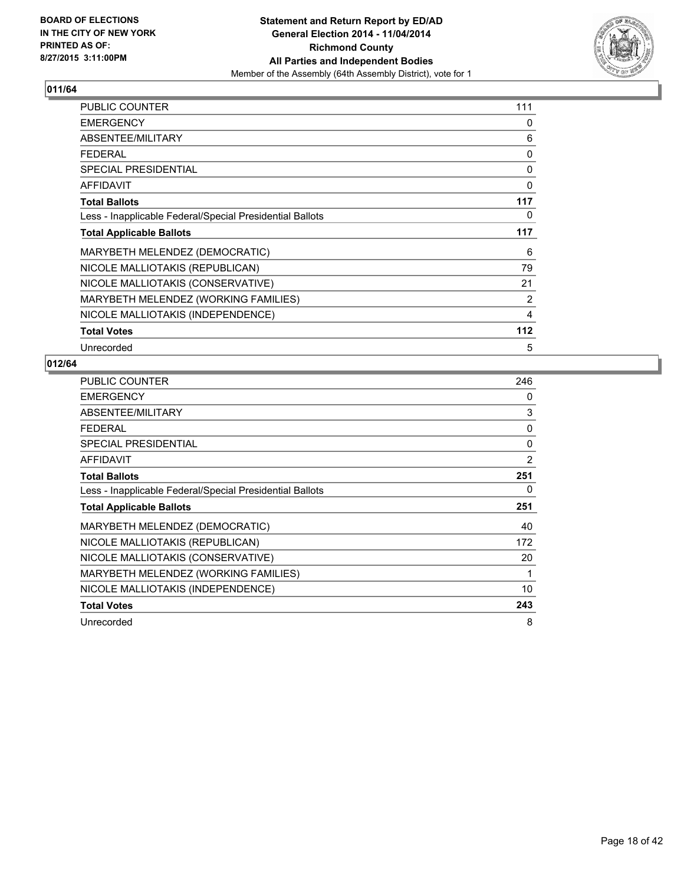BOARD OF ELECTIONS
IN THE CITY OF NEW YORK
PRINTED AS OF:
8/27/2015 3:11:00PM

**Statement and Return Report by ED/AD**
**General Election 2014 - 11/04/2014**
**Richmond County**
**All Parties and Independent Bodies**
Member of the Assembly (64th Assembly District), vote for 1

## 011/64

| | |
|---|---|
| PUBLIC COUNTER | 111 |
| EMERGENCY | 0 |
| ABSENTEE/MILITARY | 6 |
| FEDERAL | 0 |
| SPECIAL PRESIDENTIAL | 0 |
| AFFIDAVIT | 0 |
| **Total Ballots** | **117** |
| Less - Inapplicable Federal/Special Presidential Ballots | 0 |
| **Total Applicable Ballots** | **117** |
| MARYBETH MELENDEZ (DEMOCRATIC) | 6 |
| NICOLE MALLIOTAKIS (REPUBLICAN) | 79 |
| NICOLE MALLIOTAKIS (CONSERVATIVE) | 21 |
| MARYBETH MELENDEZ (WORKING FAMILIES) | 2 |
| NICOLE MALLIOTAKIS (INDEPENDENCE) | 4 |
| **Total Votes** | **112** |
| Unrecorded | 5 |

## 012/64

| | |
|---|---|
| PUBLIC COUNTER | 246 |
| EMERGENCY | 0 |
| ABSENTEE/MILITARY | 3 |
| FEDERAL | 0 |
| SPECIAL PRESIDENTIAL | 0 |
| AFFIDAVIT | 2 |
| **Total Ballots** | **251** |
| Less - Inapplicable Federal/Special Presidential Ballots | 0 |
| **Total Applicable Ballots** | **251** |
| MARYBETH MELENDEZ (DEMOCRATIC) | 40 |
| NICOLE MALLIOTAKIS (REPUBLICAN) | 172 |
| NICOLE MALLIOTAKIS (CONSERVATIVE) | 20 |
| MARYBETH MELENDEZ (WORKING FAMILIES) | 1 |
| NICOLE MALLIOTAKIS (INDEPENDENCE) | 10 |
| **Total Votes** | **243** |
| Unrecorded | 8 |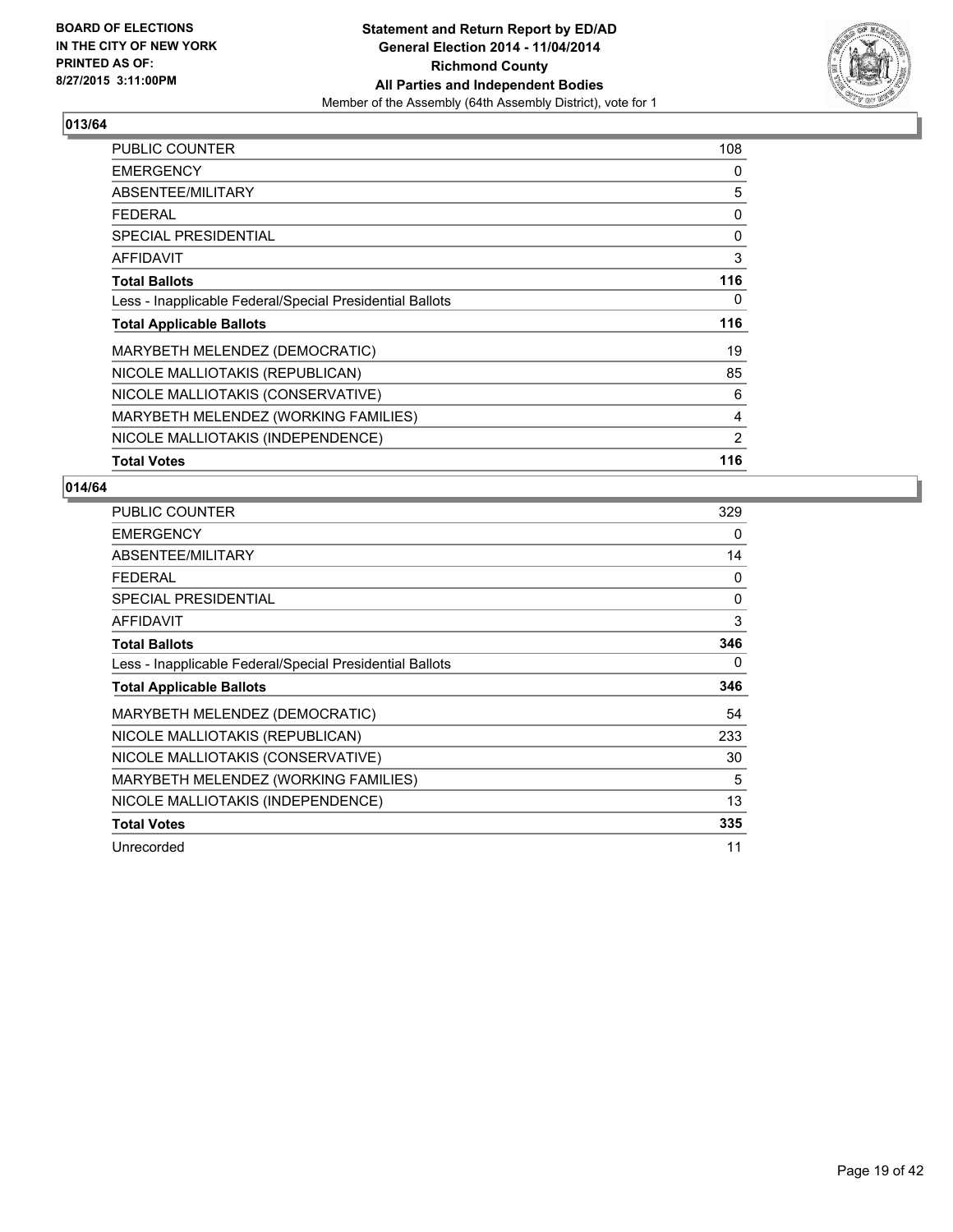**BOARD OF ELECTIONS IN THE CITY OF NEW YORK PRINTED AS OF: 8/27/2015 3:11:00PM**

**Statement and Return Report by ED/AD General Election 2014 - 11/04/2014 Richmond County All Parties and Independent Bodies**
Member of the Assembly (64th Assembly District), vote for 1

### 013/64

| | |
|---|---|
| PUBLIC COUNTER | 108 |
| EMERGENCY | 0 |
| ABSENTEE/MILITARY | 5 |
| FEDERAL | 0 |
| SPECIAL PRESIDENTIAL | 0 |
| AFFIDAVIT | 3 |
| **Total Ballots** | **116** |
| Less - Inapplicable Federal/Special Presidential Ballots | 0 |
| **Total Applicable Ballots** | **116** |
| MARYBETH MELENDEZ (DEMOCRATIC) | 19 |
| NICOLE MALLIOTAKIS (REPUBLICAN) | 85 |
| NICOLE MALLIOTAKIS (CONSERVATIVE) | 6 |
| MARYBETH MELENDEZ (WORKING FAMILIES) | 4 |
| NICOLE MALLIOTAKIS (INDEPENDENCE) | 2 |
| **Total Votes** | **116** |

### 014/64

| | |
|---|---|
| PUBLIC COUNTER | 329 |
| EMERGENCY | 0 |
| ABSENTEE/MILITARY | 14 |
| FEDERAL | 0 |
| SPECIAL PRESIDENTIAL | 0 |
| AFFIDAVIT | 3 |
| **Total Ballots** | **346** |
| Less - Inapplicable Federal/Special Presidential Ballots | 0 |
| **Total Applicable Ballots** | **346** |
| MARYBETH MELENDEZ (DEMOCRATIC) | 54 |
| NICOLE MALLIOTAKIS (REPUBLICAN) | 233 |
| NICOLE MALLIOTAKIS (CONSERVATIVE) | 30 |
| MARYBETH MELENDEZ (WORKING FAMILIES) | 5 |
| NICOLE MALLIOTAKIS (INDEPENDENCE) | 13 |
| **Total Votes** | **335** |
| Unrecorded | 11 |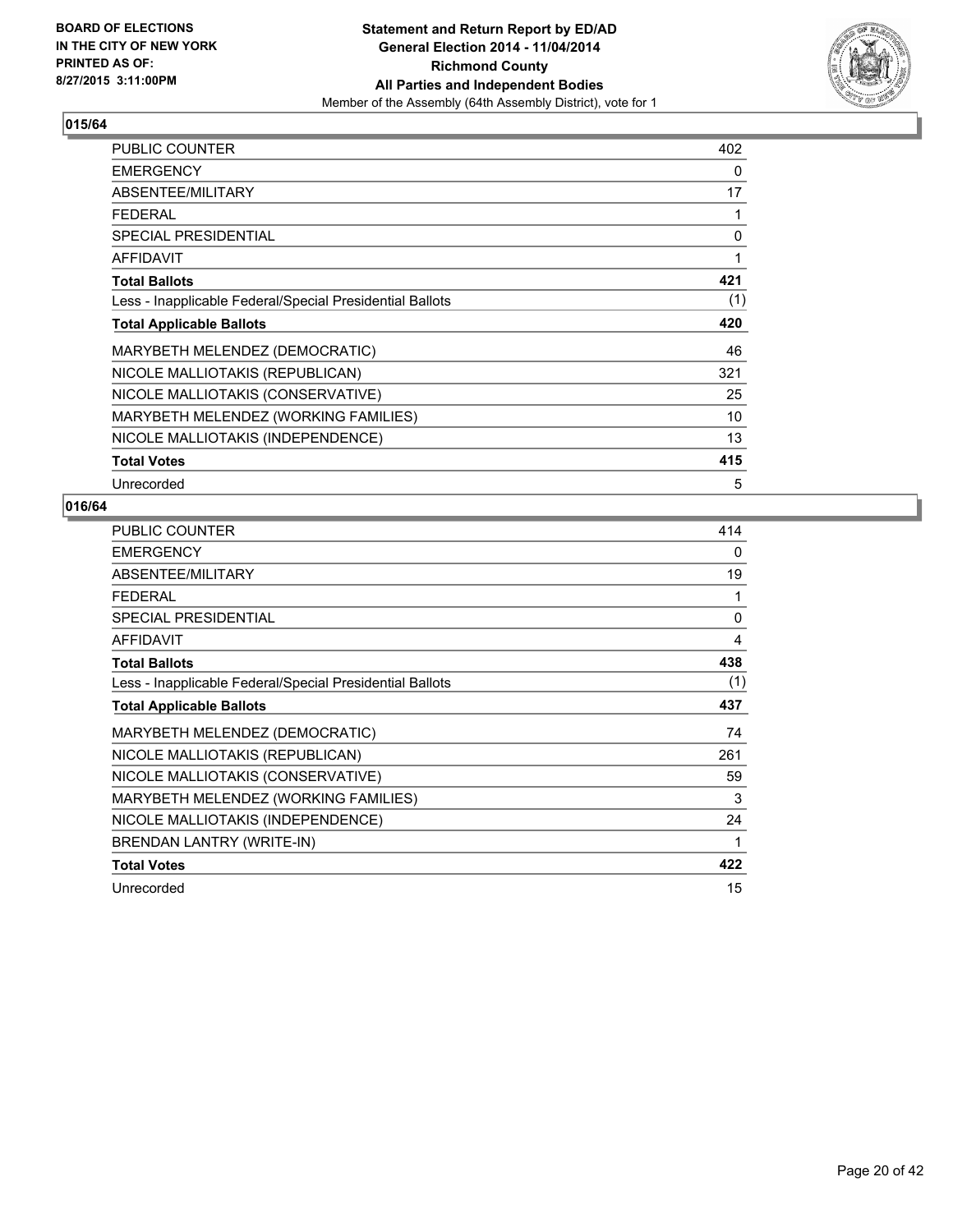## 015/64

| | |
|---|---|
| PUBLIC COUNTER | 402 |
| EMERGENCY | 0 |
| ABSENTEE/MILITARY | 17 |
| FEDERAL | 1 |
| SPECIAL PRESIDENTIAL | 0 |
| AFFIDAVIT | 1 |
| **Total Ballots** | **421** |
| Less - Inapplicable Federal/Special Presidential Ballots | (1) |
| **Total Applicable Ballots** | **420** |
| MARYBETH MELENDEZ (DEMOCRATIC) | 46 |
| NICOLE MALLIOTAKIS (REPUBLICAN) | 321 |
| NICOLE MALLIOTAKIS (CONSERVATIVE) | 25 |
| MARYBETH MELENDEZ (WORKING FAMILIES) | 10 |
| NICOLE MALLIOTAKIS (INDEPENDENCE) | 13 |
| **Total Votes** | **415** |
| Unrecorded | 5 |

## 016/64

| | |
|---|---|
| PUBLIC COUNTER | 414 |
| EMERGENCY | 0 |
| ABSENTEE/MILITARY | 19 |
| FEDERAL | 1 |
| SPECIAL PRESIDENTIAL | 0 |
| AFFIDAVIT | 4 |
| **Total Ballots** | **438** |
| Less - Inapplicable Federal/Special Presidential Ballots | (1) |
| **Total Applicable Ballots** | **437** |
| MARYBETH MELENDEZ (DEMOCRATIC) | 74 |
| NICOLE MALLIOTAKIS (REPUBLICAN) | 261 |
| NICOLE MALLIOTAKIS (CONSERVATIVE) | 59 |
| MARYBETH MELENDEZ (WORKING FAMILIES) | 3 |
| NICOLE MALLIOTAKIS (INDEPENDENCE) | 24 |
| BRENDAN LANTRY (WRITE-IN) | 1 |
| **Total Votes** | **422** |
| Unrecorded | 15 |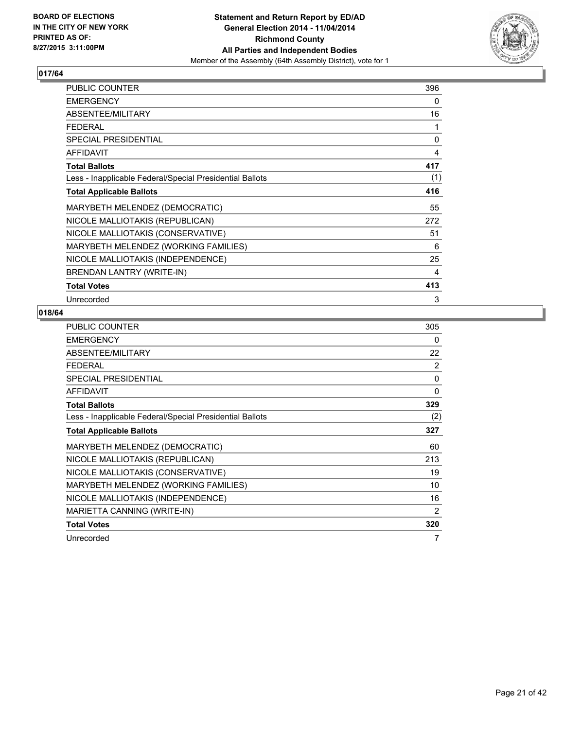**BOARD OF ELECTIONS IN THE CITY OF NEW YORK PRINTED AS OF: 8/27/2015 3:11:00PM**

**Statement and Return Report by ED/AD General Election 2014 - 11/04/2014 Richmond County All Parties and Independent Bodies**

Member of the Assembly (64th Assembly District), vote for 1

## 017/64

| | |
|---|---|
| PUBLIC COUNTER | 396 |
| EMERGENCY | 0 |
| ABSENTEE/MILITARY | 16 |
| FEDERAL | 1 |
| SPECIAL PRESIDENTIAL | 0 |
| AFFIDAVIT | 4 |
| **Total Ballots** | **417** |
| Less - Inapplicable Federal/Special Presidential Ballots | (1) |
| **Total Applicable Ballots** | **416** |
| MARYBETH MELENDEZ (DEMOCRATIC) | 55 |
| NICOLE MALLIOTAKIS (REPUBLICAN) | 272 |
| NICOLE MALLIOTAKIS (CONSERVATIVE) | 51 |
| MARYBETH MELENDEZ (WORKING FAMILIES) | 6 |
| NICOLE MALLIOTAKIS (INDEPENDENCE) | 25 |
| BRENDAN LANTRY (WRITE-IN) | 4 |
| **Total Votes** | **413** |
| Unrecorded | 3 |

## 018/64

| | |
|---|---|
| PUBLIC COUNTER | 305 |
| EMERGENCY | 0 |
| ABSENTEE/MILITARY | 22 |
| FEDERAL | 2 |
| SPECIAL PRESIDENTIAL | 0 |
| AFFIDAVIT | 0 |
| **Total Ballots** | **329** |
| Less - Inapplicable Federal/Special Presidential Ballots | (2) |
| **Total Applicable Ballots** | **327** |
| MARYBETH MELENDEZ (DEMOCRATIC) | 60 |
| NICOLE MALLIOTAKIS (REPUBLICAN) | 213 |
| NICOLE MALLIOTAKIS (CONSERVATIVE) | 19 |
| MARYBETH MELENDEZ (WORKING FAMILIES) | 10 |
| NICOLE MALLIOTAKIS (INDEPENDENCE) | 16 |
| MARIETTA CANNING (WRITE-IN) | 2 |
| **Total Votes** | **320** |
| Unrecorded | 7 |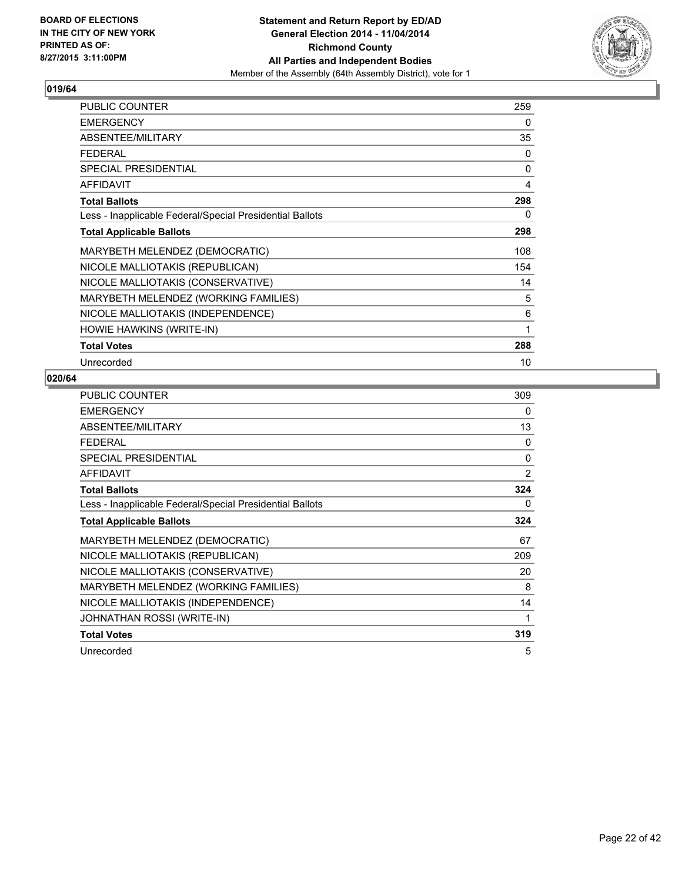BOARD OF ELECTIONS
IN THE CITY OF NEW YORK
PRINTED AS OF:
8/27/2015 3:11:00PM

**Statement and Return Report by ED/AD**
**General Election 2014 - 11/04/2014**
**Richmond County**
**All Parties and Independent Bodies**
Member of the Assembly (64th Assembly District), vote for 1

## 019/64

| | |
|---|---|
| PUBLIC COUNTER | 259 |
| EMERGENCY | 0 |
| ABSENTEE/MILITARY | 35 |
| FEDERAL | 0 |
| SPECIAL PRESIDENTIAL | 0 |
| AFFIDAVIT | 4 |
| **Total Ballots** | **298** |
| Less - Inapplicable Federal/Special Presidential Ballots | 0 |
| **Total Applicable Ballots** | **298** |
| MARYBETH MELENDEZ (DEMOCRATIC) | 108 |
| NICOLE MALLIOTAKIS (REPUBLICAN) | 154 |
| NICOLE MALLIOTAKIS (CONSERVATIVE) | 14 |
| MARYBETH MELENDEZ (WORKING FAMILIES) | 5 |
| NICOLE MALLIOTAKIS (INDEPENDENCE) | 6 |
| HOWIE HAWKINS (WRITE-IN) | 1 |
| **Total Votes** | **288** |
| Unrecorded | 10 |

## 020/64

| | |
|---|---|
| PUBLIC COUNTER | 309 |
| EMERGENCY | 0 |
| ABSENTEE/MILITARY | 13 |
| FEDERAL | 0 |
| SPECIAL PRESIDENTIAL | 0 |
| AFFIDAVIT | 2 |
| **Total Ballots** | **324** |
| Less - Inapplicable Federal/Special Presidential Ballots | 0 |
| **Total Applicable Ballots** | **324** |
| MARYBETH MELENDEZ (DEMOCRATIC) | 67 |
| NICOLE MALLIOTAKIS (REPUBLICAN) | 209 |
| NICOLE MALLIOTAKIS (CONSERVATIVE) | 20 |
| MARYBETH MELENDEZ (WORKING FAMILIES) | 8 |
| NICOLE MALLIOTAKIS (INDEPENDENCE) | 14 |
| JOHNATHAN ROSSI (WRITE-IN) | 1 |
| **Total Votes** | **319** |
| Unrecorded | 5 |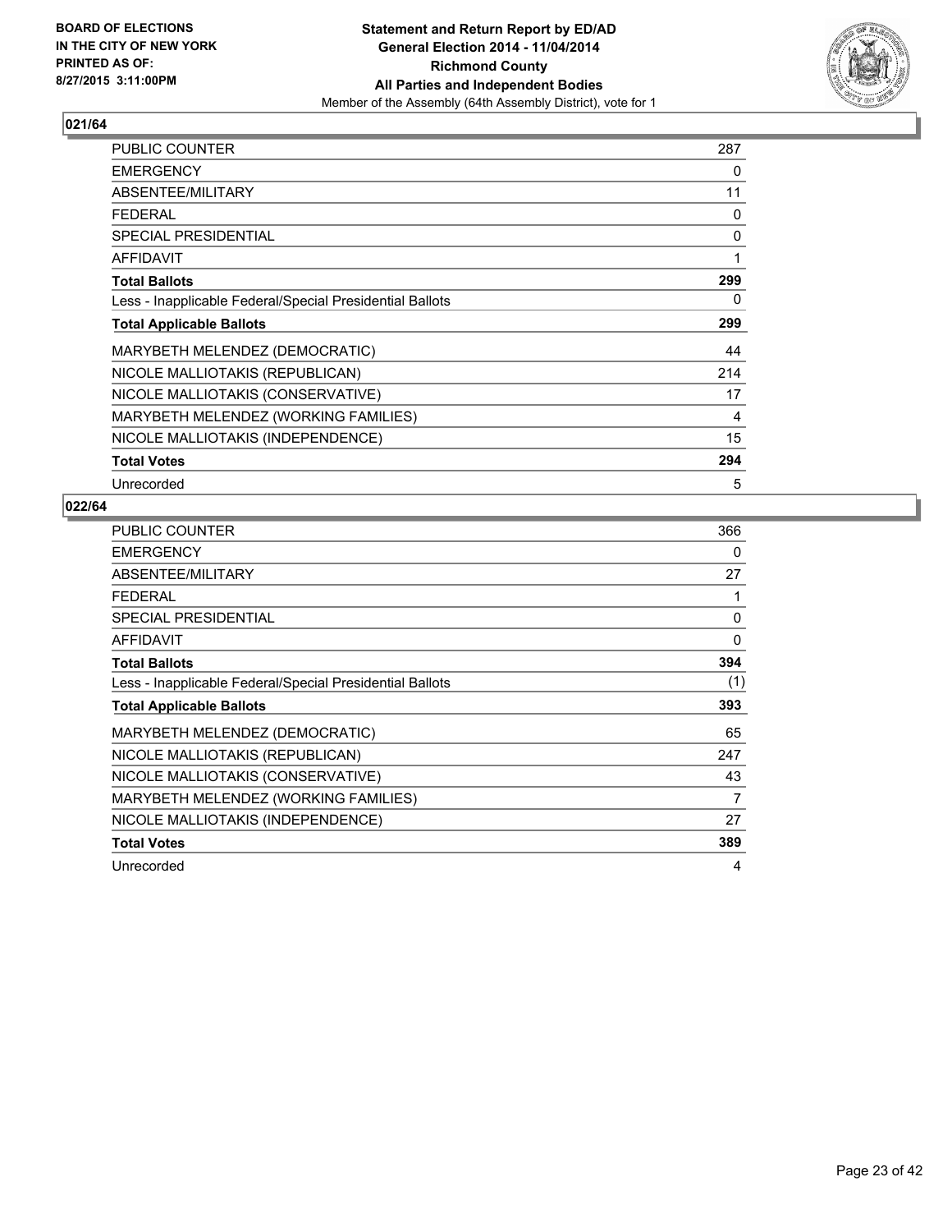BOARD OF ELECTIONS
IN THE CITY OF NEW YORK
PRINTED AS OF:
8/27/2015 3:11:00PM

**Statement and Return Report by ED/AD**
**General Election 2014 - 11/04/2014**
**Richmond County**
**All Parties and Independent Bodies**
Member of the Assembly (64th Assembly District), vote for 1

## 021/64

| | |
|---|---|
| PUBLIC COUNTER | 287 |
| EMERGENCY | 0 |
| ABSENTEE/MILITARY | 11 |
| FEDERAL | 0 |
| SPECIAL PRESIDENTIAL | 0 |
| AFFIDAVIT | 1 |
| **Total Ballots** | **299** |
| Less - Inapplicable Federal/Special Presidential Ballots | 0 |
| **Total Applicable Ballots** | **299** |
| MARYBETH MELENDEZ (DEMOCRATIC) | 44 |
| NICOLE MALLIOTAKIS (REPUBLICAN) | 214 |
| NICOLE MALLIOTAKIS (CONSERVATIVE) | 17 |
| MARYBETH MELENDEZ (WORKING FAMILIES) | 4 |
| NICOLE MALLIOTAKIS (INDEPENDENCE) | 15 |
| **Total Votes** | **294** |
| Unrecorded | 5 |

## 022/64

| | |
|---|---|
| PUBLIC COUNTER | 366 |
| EMERGENCY | 0 |
| ABSENTEE/MILITARY | 27 |
| FEDERAL | 1 |
| SPECIAL PRESIDENTIAL | 0 |
| AFFIDAVIT | 0 |
| **Total Ballots** | **394** |
| Less - Inapplicable Federal/Special Presidential Ballots | (1) |
| **Total Applicable Ballots** | **393** |
| MARYBETH MELENDEZ (DEMOCRATIC) | 65 |
| NICOLE MALLIOTAKIS (REPUBLICAN) | 247 |
| NICOLE MALLIOTAKIS (CONSERVATIVE) | 43 |
| MARYBETH MELENDEZ (WORKING FAMILIES) | 7 |
| NICOLE MALLIOTAKIS (INDEPENDENCE) | 27 |
| **Total Votes** | **389** |
| Unrecorded | 4 |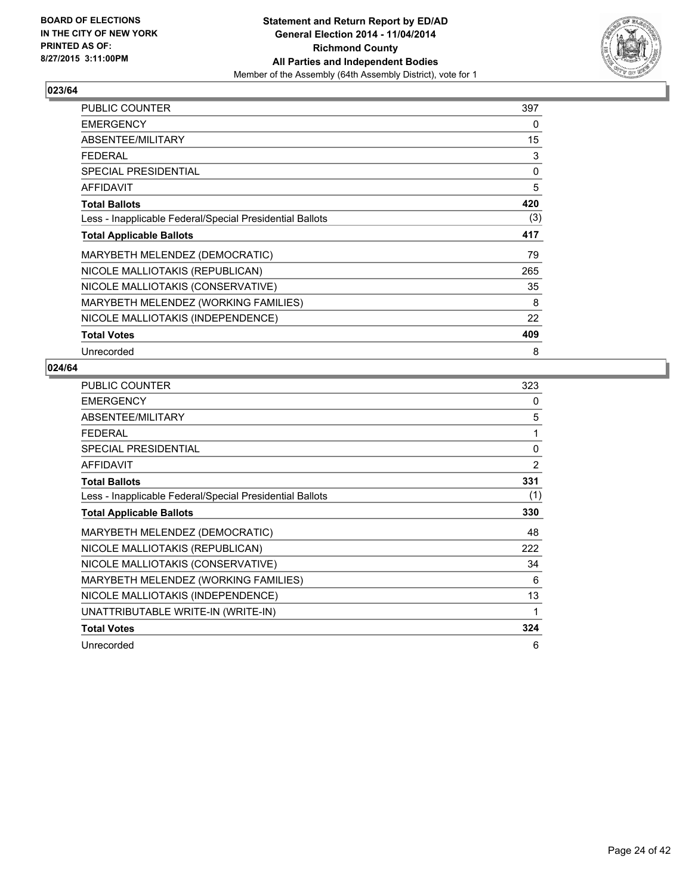BOARD OF ELECTIONS
IN THE CITY OF NEW YORK
PRINTED AS OF:
8/27/2015 3:11:00PM

**Statement and Return Report by ED/AD**
**General Election 2014 - 11/04/2014**
**Richmond County**
**All Parties and Independent Bodies**
Member of the Assembly (64th Assembly District), vote for 1

## 023/64

| | |
|---|---|
| PUBLIC COUNTER | 397 |
| EMERGENCY | 0 |
| ABSENTEE/MILITARY | 15 |
| FEDERAL | 3 |
| SPECIAL PRESIDENTIAL | 0 |
| AFFIDAVIT | 5 |
| **Total Ballots** | **420** |
| Less - Inapplicable Federal/Special Presidential Ballots | (3) |
| **Total Applicable Ballots** | **417** |
| MARYBETH MELENDEZ (DEMOCRATIC) | 79 |
| NICOLE MALLIOTAKIS (REPUBLICAN) | 265 |
| NICOLE MALLIOTAKIS (CONSERVATIVE) | 35 |
| MARYBETH MELENDEZ (WORKING FAMILIES) | 8 |
| NICOLE MALLIOTAKIS (INDEPENDENCE) | 22 |
| **Total Votes** | **409** |
| Unrecorded | 8 |

## 024/64

| | |
|---|---|
| PUBLIC COUNTER | 323 |
| EMERGENCY | 0 |
| ABSENTEE/MILITARY | 5 |
| FEDERAL | 1 |
| SPECIAL PRESIDENTIAL | 0 |
| AFFIDAVIT | 2 |
| **Total Ballots** | **331** |
| Less - Inapplicable Federal/Special Presidential Ballots | (1) |
| **Total Applicable Ballots** | **330** |
| MARYBETH MELENDEZ (DEMOCRATIC) | 48 |
| NICOLE MALLIOTAKIS (REPUBLICAN) | 222 |
| NICOLE MALLIOTAKIS (CONSERVATIVE) | 34 |
| MARYBETH MELENDEZ (WORKING FAMILIES) | 6 |
| NICOLE MALLIOTAKIS (INDEPENDENCE) | 13 |
| UNATTRIBUTABLE WRITE-IN (WRITE-IN) | 1 |
| **Total Votes** | **324** |
| Unrecorded | 6 |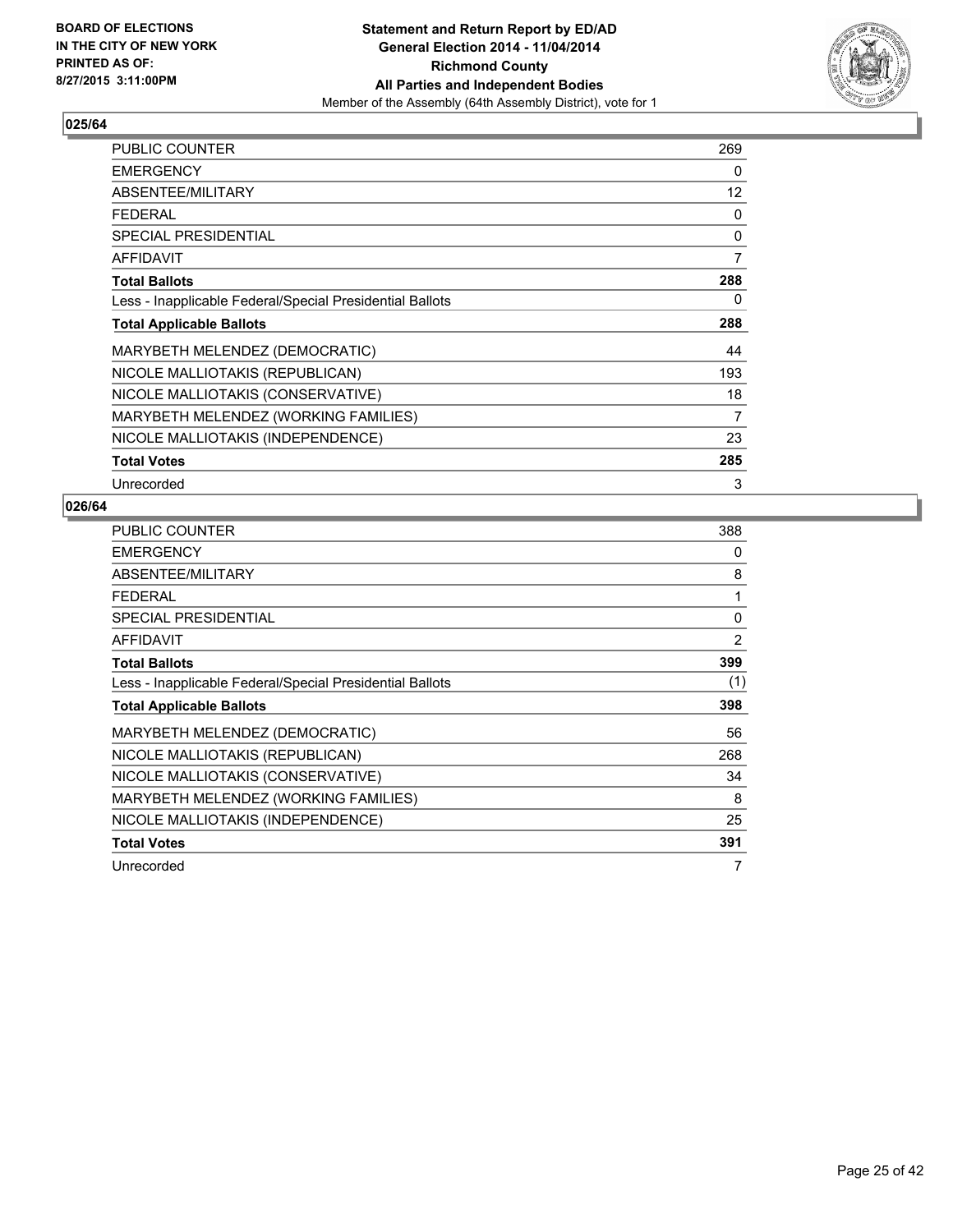BOARD OF ELECTIONS
IN THE CITY OF NEW YORK
PRINTED AS OF:
8/27/2015 3:11:00PM

**Statement and Return Report by ED/AD**
**General Election 2014 - 11/04/2014**
**Richmond County**
**All Parties and Independent Bodies**
Member of the Assembly (64th Assembly District), vote for 1

### 025/64

| | |
|---|---|
| PUBLIC COUNTER | 269 |
| EMERGENCY | 0 |
| ABSENTEE/MILITARY | 12 |
| FEDERAL | 0 |
| SPECIAL PRESIDENTIAL | 0 |
| AFFIDAVIT | 7 |
| **Total Ballots** | **288** |
| Less - Inapplicable Federal/Special Presidential Ballots | 0 |
| **Total Applicable Ballots** | **288** |
| MARYBETH MELENDEZ (DEMOCRATIC) | 44 |
| NICOLE MALLIOTAKIS (REPUBLICAN) | 193 |
| NICOLE MALLIOTAKIS (CONSERVATIVE) | 18 |
| MARYBETH MELENDEZ (WORKING FAMILIES) | 7 |
| NICOLE MALLIOTAKIS (INDEPENDENCE) | 23 |
| **Total Votes** | **285** |
| Unrecorded | 3 |

### 026/64

| | |
|---|---|
| PUBLIC COUNTER | 388 |
| EMERGENCY | 0 |
| ABSENTEE/MILITARY | 8 |
| FEDERAL | 1 |
| SPECIAL PRESIDENTIAL | 0 |
| AFFIDAVIT | 2 |
| **Total Ballots** | **399** |
| Less - Inapplicable Federal/Special Presidential Ballots | (1) |
| **Total Applicable Ballots** | **398** |
| MARYBETH MELENDEZ (DEMOCRATIC) | 56 |
| NICOLE MALLIOTAKIS (REPUBLICAN) | 268 |
| NICOLE MALLIOTAKIS (CONSERVATIVE) | 34 |
| MARYBETH MELENDEZ (WORKING FAMILIES) | 8 |
| NICOLE MALLIOTAKIS (INDEPENDENCE) | 25 |
| **Total Votes** | **391** |
| Unrecorded | 7 |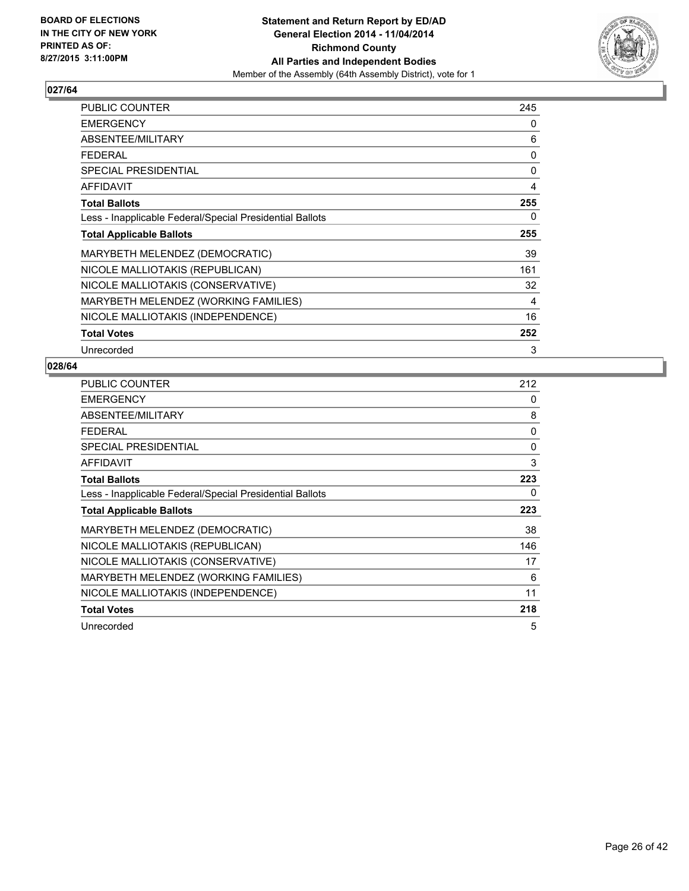**BOARD OF ELECTIONS IN THE CITY OF NEW YORK PRINTED AS OF: 8/27/2015 3:11:00PM**

**Statement and Return Report by ED/AD General Election 2014 - 11/04/2014 Richmond County All Parties and Independent Bodies**
Member of the Assembly (64th Assembly District), vote for 1

## 027/64

| | |
|---|---|
| PUBLIC COUNTER | 245 |
| EMERGENCY | 0 |
| ABSENTEE/MILITARY | 6 |
| FEDERAL | 0 |
| SPECIAL PRESIDENTIAL | 0 |
| AFFIDAVIT | 4 |
| **Total Ballots** | **255** |
| Less - Inapplicable Federal/Special Presidential Ballots | 0 |
| **Total Applicable Ballots** | **255** |
| MARYBETH MELENDEZ (DEMOCRATIC) | 39 |
| NICOLE MALLIOTAKIS (REPUBLICAN) | 161 |
| NICOLE MALLIOTAKIS (CONSERVATIVE) | 32 |
| MARYBETH MELENDEZ (WORKING FAMILIES) | 4 |
| NICOLE MALLIOTAKIS (INDEPENDENCE) | 16 |
| **Total Votes** | **252** |
| Unrecorded | 3 |

## 028/64

| | |
|---|---|
| PUBLIC COUNTER | 212 |
| EMERGENCY | 0 |
| ABSENTEE/MILITARY | 8 |
| FEDERAL | 0 |
| SPECIAL PRESIDENTIAL | 0 |
| AFFIDAVIT | 3 |
| **Total Ballots** | **223** |
| Less - Inapplicable Federal/Special Presidential Ballots | 0 |
| **Total Applicable Ballots** | **223** |
| MARYBETH MELENDEZ (DEMOCRATIC) | 38 |
| NICOLE MALLIOTAKIS (REPUBLICAN) | 146 |
| NICOLE MALLIOTAKIS (CONSERVATIVE) | 17 |
| MARYBETH MELENDEZ (WORKING FAMILIES) | 6 |
| NICOLE MALLIOTAKIS (INDEPENDENCE) | 11 |
| **Total Votes** | **218** |
| Unrecorded | 5 |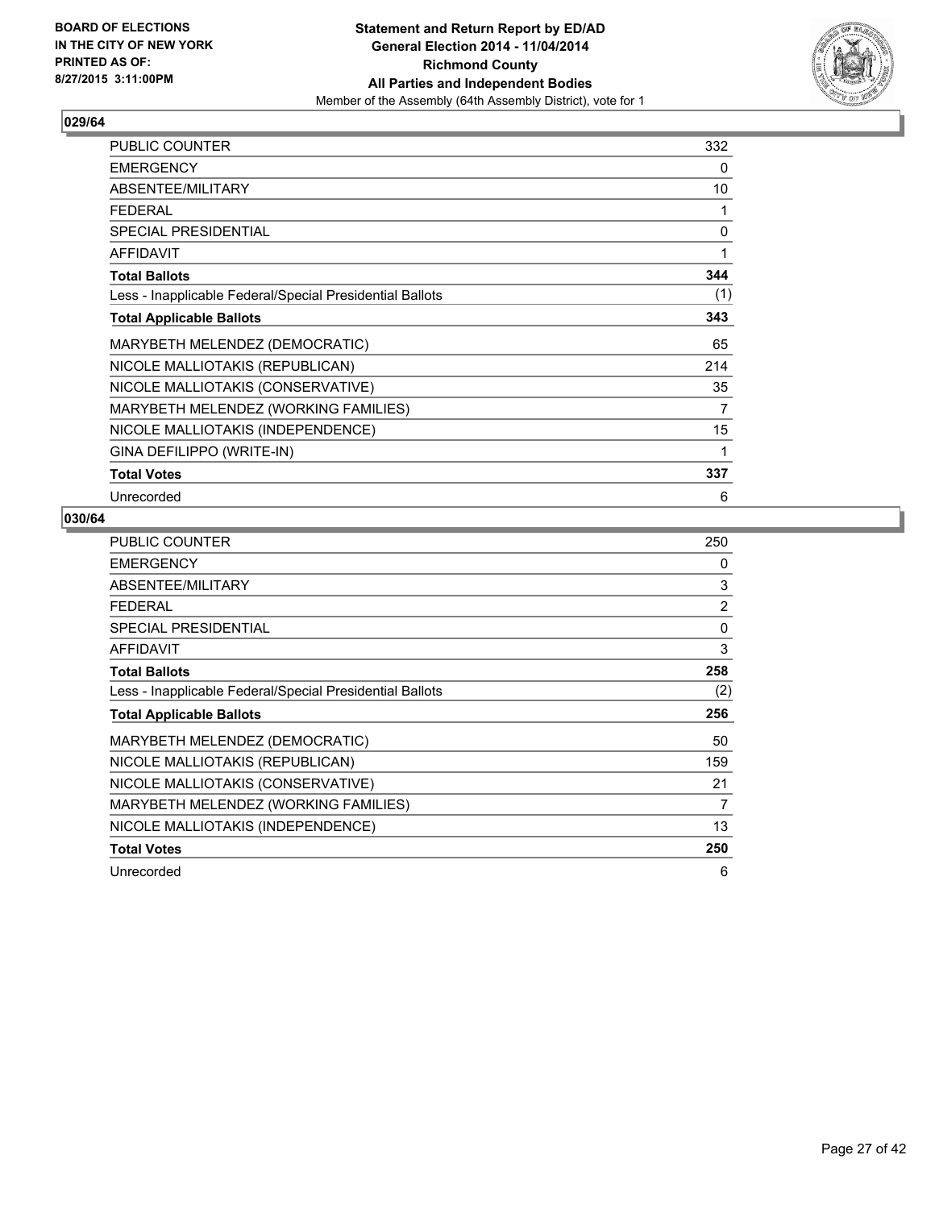BOARD OF ELECTIONS
IN THE CITY OF NEW YORK
PRINTED AS OF:
8/27/2015 3:11:00PM

**Statement and Return Report by ED/AD**
**General Election 2014 - 11/04/2014**
**Richmond County**
**All Parties and Independent Bodies**
Member of the Assembly (64th Assembly District), vote for 1

## 029/64

| | |
|---|---|
| PUBLIC COUNTER | 332 |
| EMERGENCY | 0 |
| ABSENTEE/MILITARY | 10 |
| FEDERAL | 1 |
| SPECIAL PRESIDENTIAL | 0 |
| AFFIDAVIT | 1 |
| **Total Ballots** | **344** |
| Less - Inapplicable Federal/Special Presidential Ballots | (1) |
| **Total Applicable Ballots** | **343** |
| MARYBETH MELENDEZ (DEMOCRATIC) | 65 |
| NICOLE MALLIOTAKIS (REPUBLICAN) | 214 |
| NICOLE MALLIOTAKIS (CONSERVATIVE) | 35 |
| MARYBETH MELENDEZ (WORKING FAMILIES) | 7 |
| NICOLE MALLIOTAKIS (INDEPENDENCE) | 15 |
| GINA DEFILIPPO (WRITE-IN) | 1 |
| **Total Votes** | **337** |
| Unrecorded | 6 |

## 030/64

| | |
|---|---|
| PUBLIC COUNTER | 250 |
| EMERGENCY | 0 |
| ABSENTEE/MILITARY | 3 |
| FEDERAL | 2 |
| SPECIAL PRESIDENTIAL | 0 |
| AFFIDAVIT | 3 |
| **Total Ballots** | **258** |
| Less - Inapplicable Federal/Special Presidential Ballots | (2) |
| **Total Applicable Ballots** | **256** |
| MARYBETH MELENDEZ (DEMOCRATIC) | 50 |
| NICOLE MALLIOTAKIS (REPUBLICAN) | 159 |
| NICOLE MALLIOTAKIS (CONSERVATIVE) | 21 |
| MARYBETH MELENDEZ (WORKING FAMILIES) | 7 |
| NICOLE MALLIOTAKIS (INDEPENDENCE) | 13 |
| **Total Votes** | **250** |
| Unrecorded | 6 |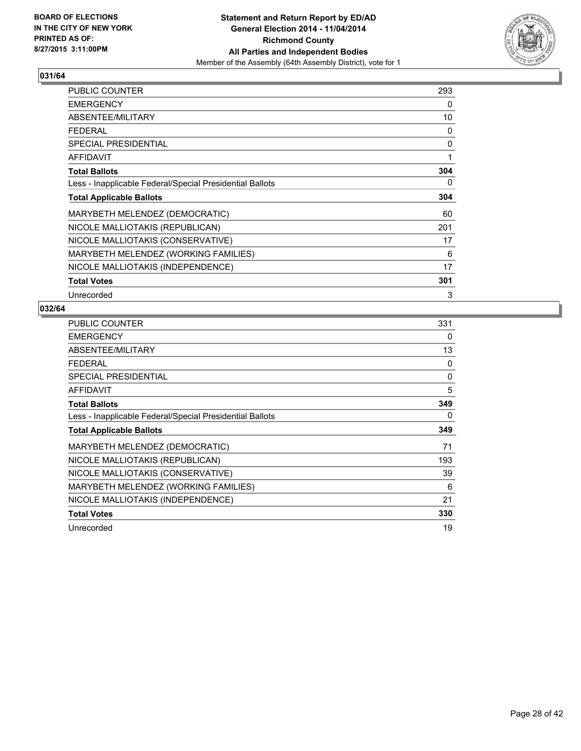BOARD OF ELECTIONS
IN THE CITY OF NEW YORK
PRINTED AS OF:
8/27/2015 3:11:00PM

**Statement and Return Report by ED/AD**
**General Election 2014 - 11/04/2014**
**Richmond County**
**All Parties and Independent Bodies**
Member of the Assembly (64th Assembly District), vote for 1

## 031/64

| | |
|---|---|
| PUBLIC COUNTER | 293 |
| EMERGENCY | 0 |
| ABSENTEE/MILITARY | 10 |
| FEDERAL | 0 |
| SPECIAL PRESIDENTIAL | 0 |
| AFFIDAVIT | 1 |
| **Total Ballots** | **304** |
| Less - Inapplicable Federal/Special Presidential Ballots | 0 |
| **Total Applicable Ballots** | **304** |
| MARYBETH MELENDEZ (DEMOCRATIC) | 60 |
| NICOLE MALLIOTAKIS (REPUBLICAN) | 201 |
| NICOLE MALLIOTAKIS (CONSERVATIVE) | 17 |
| MARYBETH MELENDEZ (WORKING FAMILIES) | 6 |
| NICOLE MALLIOTAKIS (INDEPENDENCE) | 17 |
| **Total Votes** | **301** |
| Unrecorded | 3 |

## 032/64

| | |
|---|---|
| PUBLIC COUNTER | 331 |
| EMERGENCY | 0 |
| ABSENTEE/MILITARY | 13 |
| FEDERAL | 0 |
| SPECIAL PRESIDENTIAL | 0 |
| AFFIDAVIT | 5 |
| **Total Ballots** | **349** |
| Less - Inapplicable Federal/Special Presidential Ballots | 0 |
| **Total Applicable Ballots** | **349** |
| MARYBETH MELENDEZ (DEMOCRATIC) | 71 |
| NICOLE MALLIOTAKIS (REPUBLICAN) | 193 |
| NICOLE MALLIOTAKIS (CONSERVATIVE) | 39 |
| MARYBETH MELENDEZ (WORKING FAMILIES) | 6 |
| NICOLE MALLIOTAKIS (INDEPENDENCE) | 21 |
| **Total Votes** | **330** |
| Unrecorded | 19 |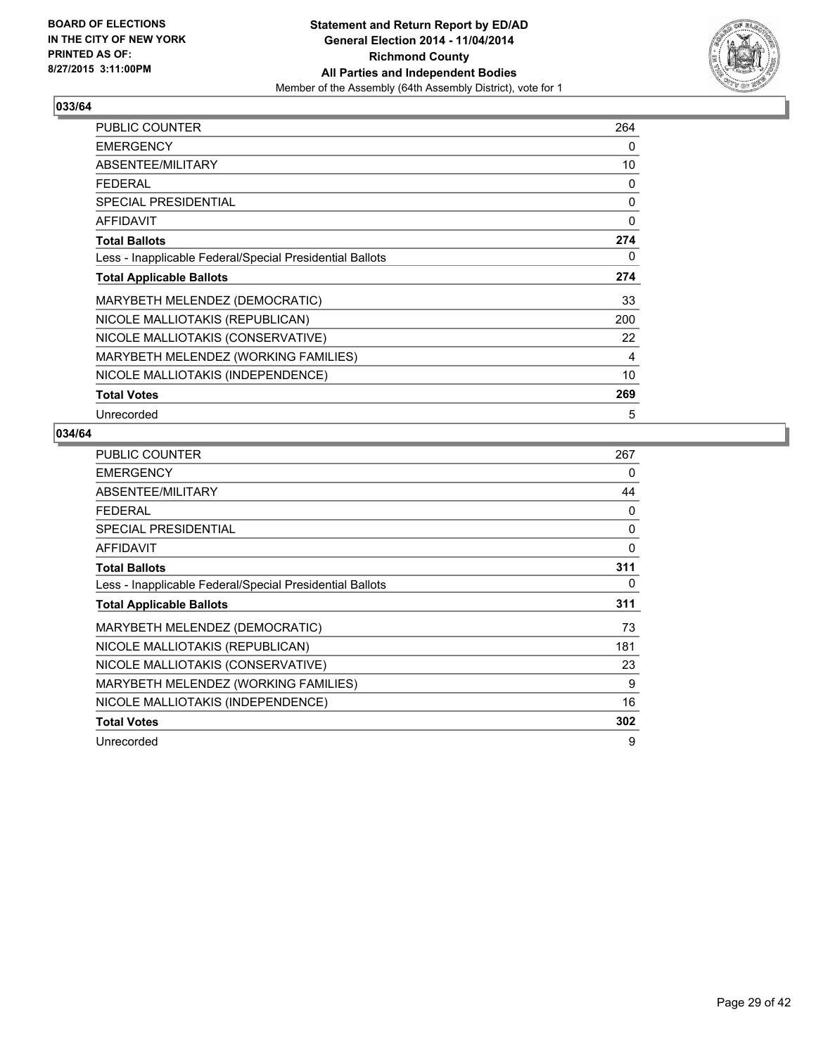**BOARD OF ELECTIONS IN THE CITY OF NEW YORK PRINTED AS OF: 8/27/2015 3:11:00PM**

**Statement and Return Report by ED/AD**
**General Election 2014 - 11/04/2014**
**Richmond County**
**All Parties and Independent Bodies**
Member of the Assembly (64th Assembly District), vote for 1

## 033/64

| | |
|---|---|
| PUBLIC COUNTER | 264 |
| EMERGENCY | 0 |
| ABSENTEE/MILITARY | 10 |
| FEDERAL | 0 |
| SPECIAL PRESIDENTIAL | 0 |
| AFFIDAVIT | 0 |
| **Total Ballots** | **274** |
| Less - Inapplicable Federal/Special Presidential Ballots | 0 |
| **Total Applicable Ballots** | **274** |
| MARYBETH MELENDEZ (DEMOCRATIC) | 33 |
| NICOLE MALLIOTAKIS (REPUBLICAN) | 200 |
| NICOLE MALLIOTAKIS (CONSERVATIVE) | 22 |
| MARYBETH MELENDEZ (WORKING FAMILIES) | 4 |
| NICOLE MALLIOTAKIS (INDEPENDENCE) | 10 |
| **Total Votes** | **269** |
| Unrecorded | 5 |

## 034/64

| | |
|---|---|
| PUBLIC COUNTER | 267 |
| EMERGENCY | 0 |
| ABSENTEE/MILITARY | 44 |
| FEDERAL | 0 |
| SPECIAL PRESIDENTIAL | 0 |
| AFFIDAVIT | 0 |
| **Total Ballots** | **311** |
| Less - Inapplicable Federal/Special Presidential Ballots | 0 |
| **Total Applicable Ballots** | **311** |
| MARYBETH MELENDEZ (DEMOCRATIC) | 73 |
| NICOLE MALLIOTAKIS (REPUBLICAN) | 181 |
| NICOLE MALLIOTAKIS (CONSERVATIVE) | 23 |
| MARYBETH MELENDEZ (WORKING FAMILIES) | 9 |
| NICOLE MALLIOTAKIS (INDEPENDENCE) | 16 |
| **Total Votes** | **302** |
| Unrecorded | 9 |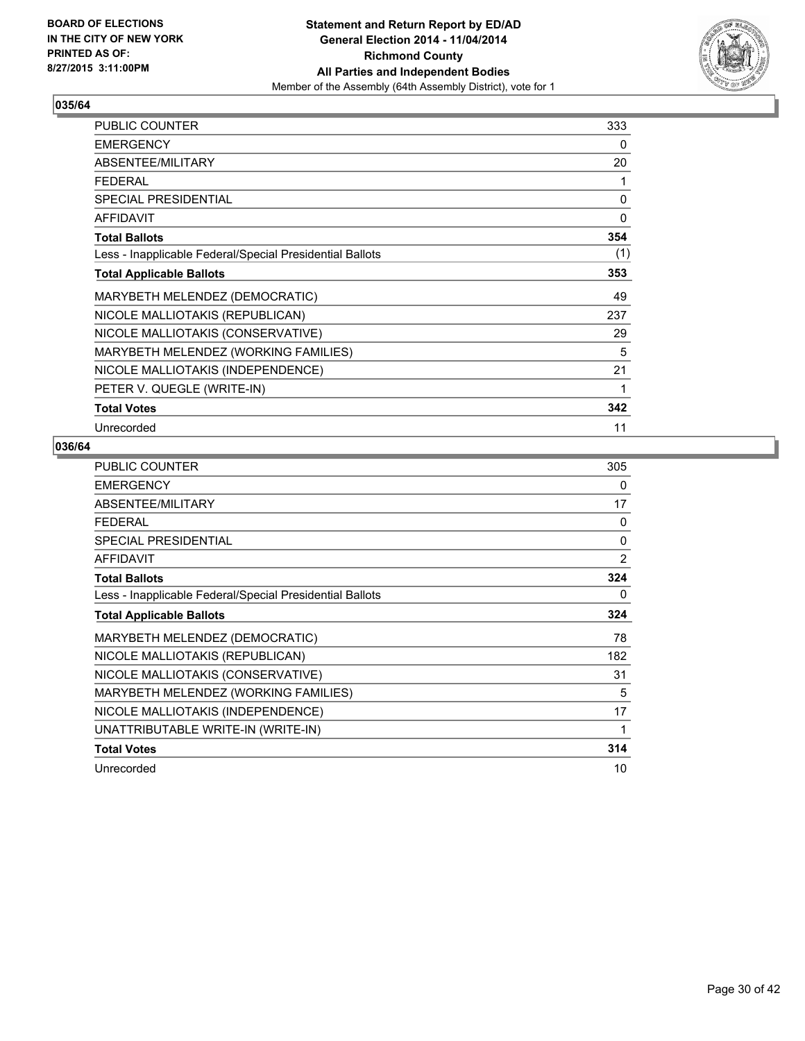**BOARD OF ELECTIONS IN THE CITY OF NEW YORK PRINTED AS OF: 8/27/2015 3:11:00PM**

**Statement and Return Report by ED/AD General Election 2014 - 11/04/2014 Richmond County All Parties and Independent Bodies**
Member of the Assembly (64th Assembly District), vote for 1

## 035/64

| | |
|---|---|
| PUBLIC COUNTER | 333 |
| EMERGENCY | 0 |
| ABSENTEE/MILITARY | 20 |
| FEDERAL | 1 |
| SPECIAL PRESIDENTIAL | 0 |
| AFFIDAVIT | 0 |
| **Total Ballots** | **354** |
| Less - Inapplicable Federal/Special Presidential Ballots | (1) |
| **Total Applicable Ballots** | **353** |
| MARYBETH MELENDEZ (DEMOCRATIC) | 49 |
| NICOLE MALLIOTAKIS (REPUBLICAN) | 237 |
| NICOLE MALLIOTAKIS (CONSERVATIVE) | 29 |
| MARYBETH MELENDEZ (WORKING FAMILIES) | 5 |
| NICOLE MALLIOTAKIS (INDEPENDENCE) | 21 |
| PETER V. QUEGLE (WRITE-IN) | 1 |
| **Total Votes** | **342** |
| Unrecorded | 11 |

## 036/64

| | |
|---|---|
| PUBLIC COUNTER | 305 |
| EMERGENCY | 0 |
| ABSENTEE/MILITARY | 17 |
| FEDERAL | 0 |
| SPECIAL PRESIDENTIAL | 0 |
| AFFIDAVIT | 2 |
| **Total Ballots** | **324** |
| Less - Inapplicable Federal/Special Presidential Ballots | 0 |
| **Total Applicable Ballots** | **324** |
| MARYBETH MELENDEZ (DEMOCRATIC) | 78 |
| NICOLE MALLIOTAKIS (REPUBLICAN) | 182 |
| NICOLE MALLIOTAKIS (CONSERVATIVE) | 31 |
| MARYBETH MELENDEZ (WORKING FAMILIES) | 5 |
| NICOLE MALLIOTAKIS (INDEPENDENCE) | 17 |
| UNATTRIBUTABLE WRITE-IN (WRITE-IN) | 1 |
| **Total Votes** | **314** |
| Unrecorded | 10 |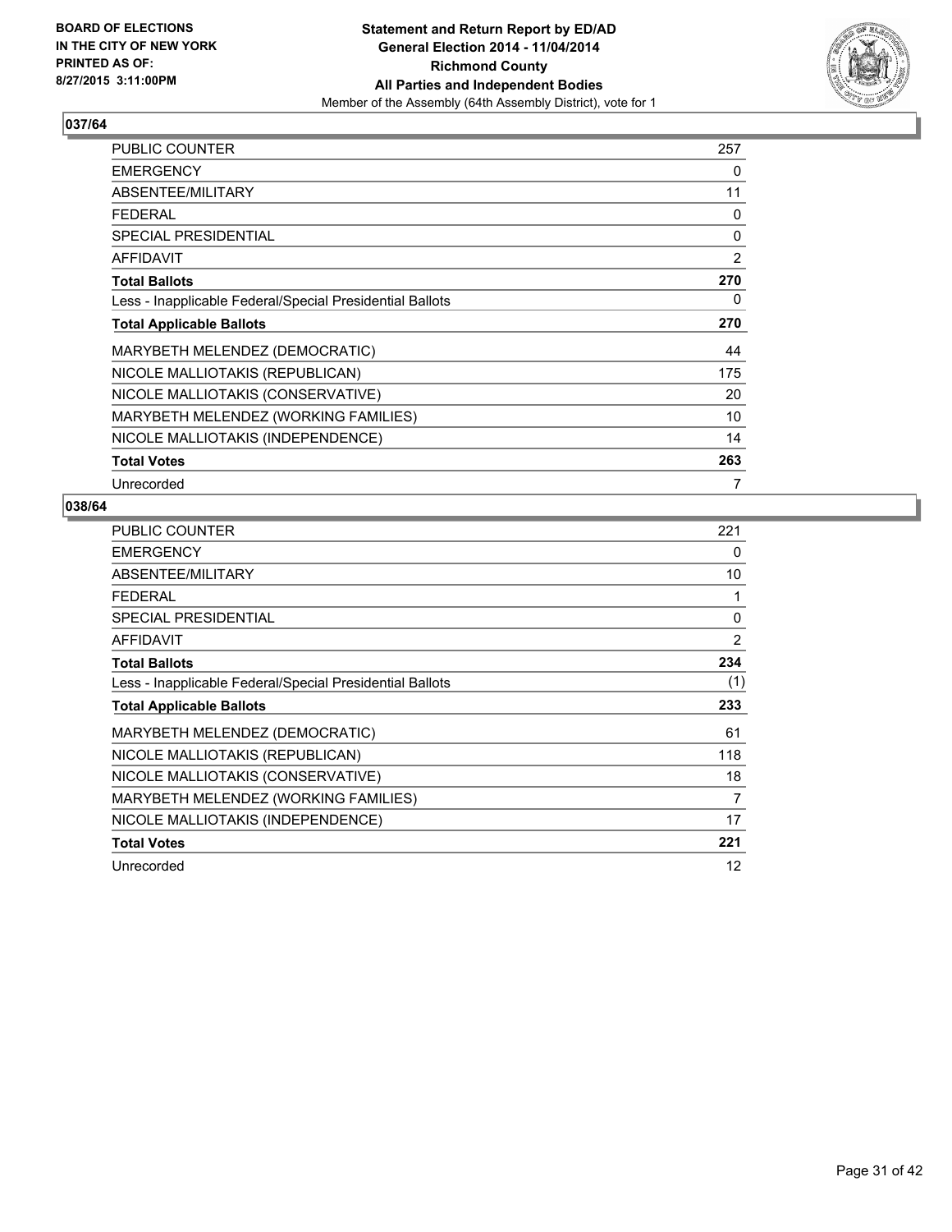**BOARD OF ELECTIONS IN THE CITY OF NEW YORK PRINTED AS OF: 8/27/2015 3:11:00PM**

**Statement and Return Report by ED/AD General Election 2014 - 11/04/2014 Richmond County All Parties and Independent Bodies**

Member of the Assembly (64th Assembly District), vote for 1

### 037/64

| | |
|---|---|
| PUBLIC COUNTER | 257 |
| EMERGENCY | 0 |
| ABSENTEE/MILITARY | 11 |
| FEDERAL | 0 |
| SPECIAL PRESIDENTIAL | 0 |
| AFFIDAVIT | 2 |
| **Total Ballots** | **270** |
| Less - Inapplicable Federal/Special Presidential Ballots | 0 |
| **Total Applicable Ballots** | **270** |
| MARYBETH MELENDEZ (DEMOCRATIC) | 44 |
| NICOLE MALLIOTAKIS (REPUBLICAN) | 175 |
| NICOLE MALLIOTAKIS (CONSERVATIVE) | 20 |
| MARYBETH MELENDEZ (WORKING FAMILIES) | 10 |
| NICOLE MALLIOTAKIS (INDEPENDENCE) | 14 |
| **Total Votes** | **263** |
| Unrecorded | 7 |

### 038/64

| | |
|---|---|
| PUBLIC COUNTER | 221 |
| EMERGENCY | 0 |
| ABSENTEE/MILITARY | 10 |
| FEDERAL | 1 |
| SPECIAL PRESIDENTIAL | 0 |
| AFFIDAVIT | 2 |
| **Total Ballots** | **234** |
| Less - Inapplicable Federal/Special Presidential Ballots | (1) |
| **Total Applicable Ballots** | **233** |
| MARYBETH MELENDEZ (DEMOCRATIC) | 61 |
| NICOLE MALLIOTAKIS (REPUBLICAN) | 118 |
| NICOLE MALLIOTAKIS (CONSERVATIVE) | 18 |
| MARYBETH MELENDEZ (WORKING FAMILIES) | 7 |
| NICOLE MALLIOTAKIS (INDEPENDENCE) | 17 |
| **Total Votes** | **221** |
| Unrecorded | 12 |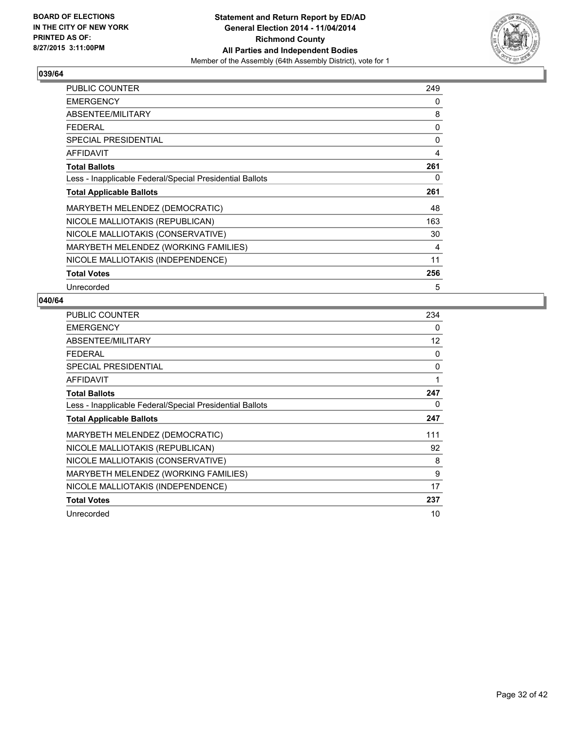BOARD OF ELECTIONS
IN THE CITY OF NEW YORK
PRINTED AS OF:
8/27/2015 3:11:00PM

**Statement and Return Report by ED/AD**
**General Election 2014 - 11/04/2014**
**Richmond County**
**All Parties and Independent Bodies**
Member of the Assembly (64th Assembly District), vote for 1

## 039/64

| | |
|---|---|
| PUBLIC COUNTER | 249 |
| EMERGENCY | 0 |
| ABSENTEE/MILITARY | 8 |
| FEDERAL | 0 |
| SPECIAL PRESIDENTIAL | 0 |
| AFFIDAVIT | 4 |
| **Total Ballots** | **261** |
| Less - Inapplicable Federal/Special Presidential Ballots | 0 |
| **Total Applicable Ballots** | **261** |
| MARYBETH MELENDEZ (DEMOCRATIC) | 48 |
| NICOLE MALLIOTAKIS (REPUBLICAN) | 163 |
| NICOLE MALLIOTAKIS (CONSERVATIVE) | 30 |
| MARYBETH MELENDEZ (WORKING FAMILIES) | 4 |
| NICOLE MALLIOTAKIS (INDEPENDENCE) | 11 |
| **Total Votes** | **256** |
| Unrecorded | 5 |

## 040/64

| | |
|---|---|
| PUBLIC COUNTER | 234 |
| EMERGENCY | 0 |
| ABSENTEE/MILITARY | 12 |
| FEDERAL | 0 |
| SPECIAL PRESIDENTIAL | 0 |
| AFFIDAVIT | 1 |
| **Total Ballots** | **247** |
| Less - Inapplicable Federal/Special Presidential Ballots | 0 |
| **Total Applicable Ballots** | **247** |
| MARYBETH MELENDEZ (DEMOCRATIC) | 111 |
| NICOLE MALLIOTAKIS (REPUBLICAN) | 92 |
| NICOLE MALLIOTAKIS (CONSERVATIVE) | 8 |
| MARYBETH MELENDEZ (WORKING FAMILIES) | 9 |
| NICOLE MALLIOTAKIS (INDEPENDENCE) | 17 |
| **Total Votes** | **237** |
| Unrecorded | 10 |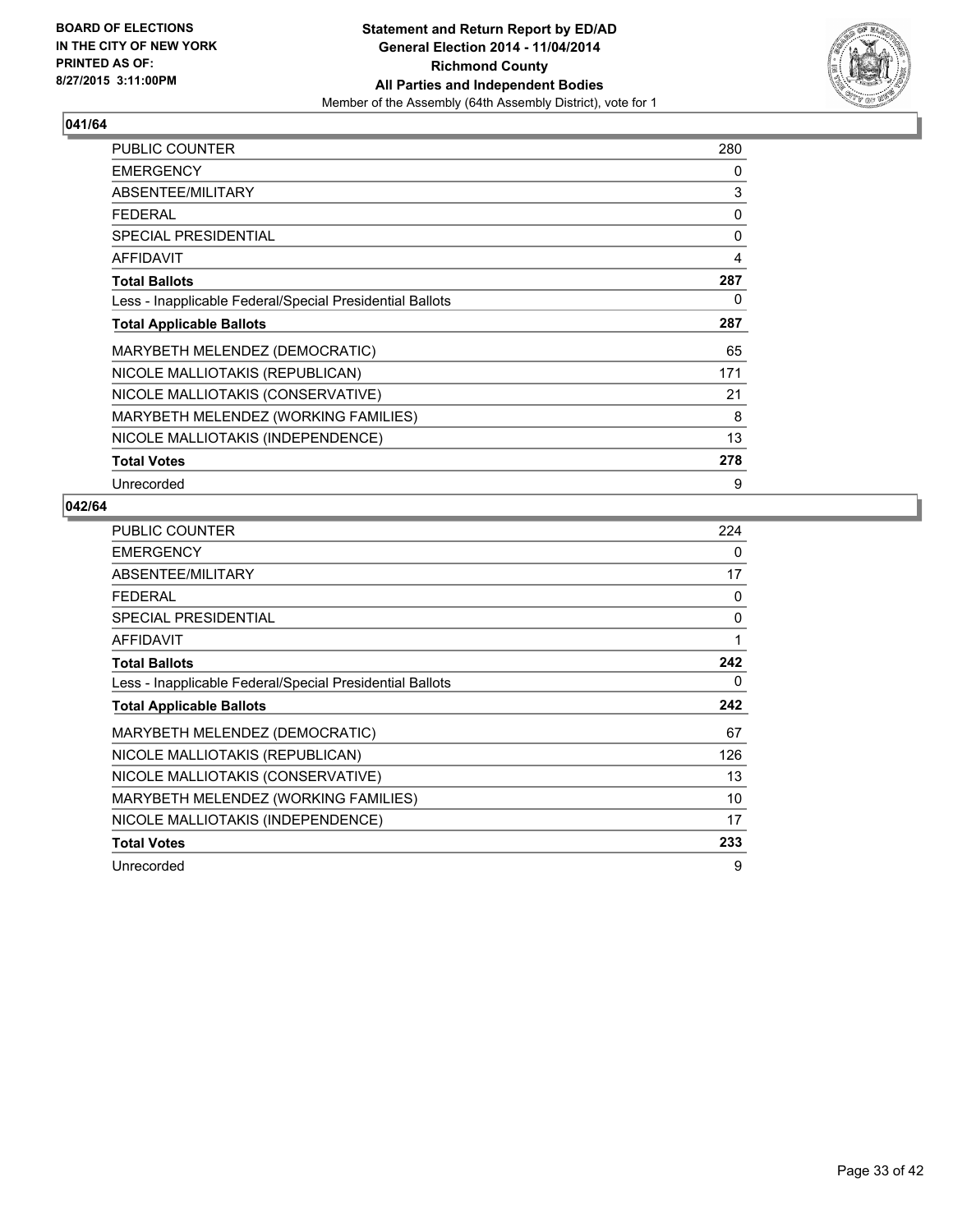**BOARD OF ELECTIONS IN THE CITY OF NEW YORK PRINTED AS OF: 8/27/2015 3:11:00PM**

**Statement and Return Report by ED/AD General Election 2014 - 11/04/2014 Richmond County All Parties and Independent Bodies**
Member of the Assembly (64th Assembly District), vote for 1

## 041/64

| | |
|---|---|
| PUBLIC COUNTER | 280 |
| EMERGENCY | 0 |
| ABSENTEE/MILITARY | 3 |
| FEDERAL | 0 |
| SPECIAL PRESIDENTIAL | 0 |
| AFFIDAVIT | 4 |
| **Total Ballots** | **287** |
| Less - Inapplicable Federal/Special Presidential Ballots | 0 |
| **Total Applicable Ballots** | **287** |
| MARYBETH MELENDEZ (DEMOCRATIC) | 65 |
| NICOLE MALLIOTAKIS (REPUBLICAN) | 171 |
| NICOLE MALLIOTAKIS (CONSERVATIVE) | 21 |
| MARYBETH MELENDEZ (WORKING FAMILIES) | 8 |
| NICOLE MALLIOTAKIS (INDEPENDENCE) | 13 |
| **Total Votes** | **278** |
| Unrecorded | 9 |

## 042/64

| | |
|---|---|
| PUBLIC COUNTER | 224 |
| EMERGENCY | 0 |
| ABSENTEE/MILITARY | 17 |
| FEDERAL | 0 |
| SPECIAL PRESIDENTIAL | 0 |
| AFFIDAVIT | 1 |
| **Total Ballots** | **242** |
| Less - Inapplicable Federal/Special Presidential Ballots | 0 |
| **Total Applicable Ballots** | **242** |
| MARYBETH MELENDEZ (DEMOCRATIC) | 67 |
| NICOLE MALLIOTAKIS (REPUBLICAN) | 126 |
| NICOLE MALLIOTAKIS (CONSERVATIVE) | 13 |
| MARYBETH MELENDEZ (WORKING FAMILIES) | 10 |
| NICOLE MALLIOTAKIS (INDEPENDENCE) | 17 |
| **Total Votes** | **233** |
| Unrecorded | 9 |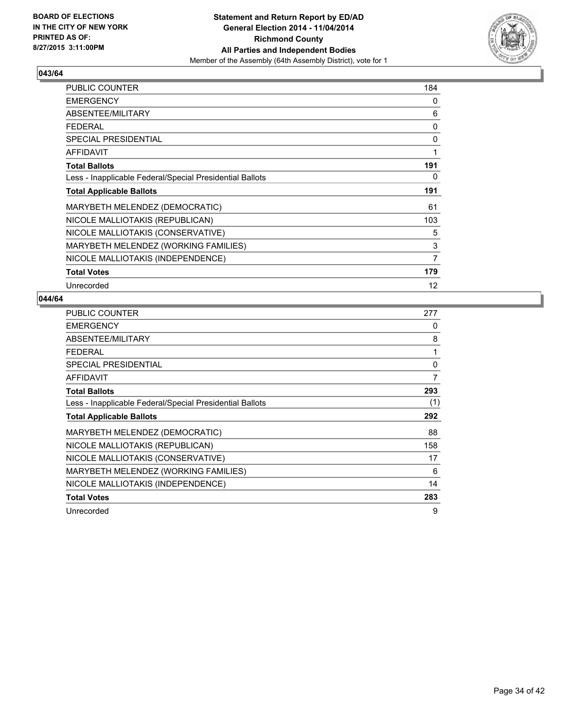BOARD OF ELECTIONS
IN THE CITY OF NEW YORK
PRINTED AS OF:
8/27/2015 3:11:00PM

**Statement and Return Report by ED/AD**
**General Election 2014 - 11/04/2014**
**Richmond County**
**All Parties and Independent Bodies**
Member of the Assembly (64th Assembly District), vote for 1

## 043/64

| | |
|---|---|
| PUBLIC COUNTER | 184 |
| EMERGENCY | 0 |
| ABSENTEE/MILITARY | 6 |
| FEDERAL | 0 |
| SPECIAL PRESIDENTIAL | 0 |
| AFFIDAVIT | 1 |
| **Total Ballots** | **191** |
| Less - Inapplicable Federal/Special Presidential Ballots | 0 |
| **Total Applicable Ballots** | **191** |
| MARYBETH MELENDEZ (DEMOCRATIC) | 61 |
| NICOLE MALLIOTAKIS (REPUBLICAN) | 103 |
| NICOLE MALLIOTAKIS (CONSERVATIVE) | 5 |
| MARYBETH MELENDEZ (WORKING FAMILIES) | 3 |
| NICOLE MALLIOTAKIS (INDEPENDENCE) | 7 |
| **Total Votes** | **179** |
| Unrecorded | 12 |

## 044/64

| | |
|---|---|
| PUBLIC COUNTER | 277 |
| EMERGENCY | 0 |
| ABSENTEE/MILITARY | 8 |
| FEDERAL | 1 |
| SPECIAL PRESIDENTIAL | 0 |
| AFFIDAVIT | 7 |
| **Total Ballots** | **293** |
| Less - Inapplicable Federal/Special Presidential Ballots | (1) |
| **Total Applicable Ballots** | **292** |
| MARYBETH MELENDEZ (DEMOCRATIC) | 88 |
| NICOLE MALLIOTAKIS (REPUBLICAN) | 158 |
| NICOLE MALLIOTAKIS (CONSERVATIVE) | 17 |
| MARYBETH MELENDEZ (WORKING FAMILIES) | 6 |
| NICOLE MALLIOTAKIS (INDEPENDENCE) | 14 |
| **Total Votes** | **283** |
| Unrecorded | 9 |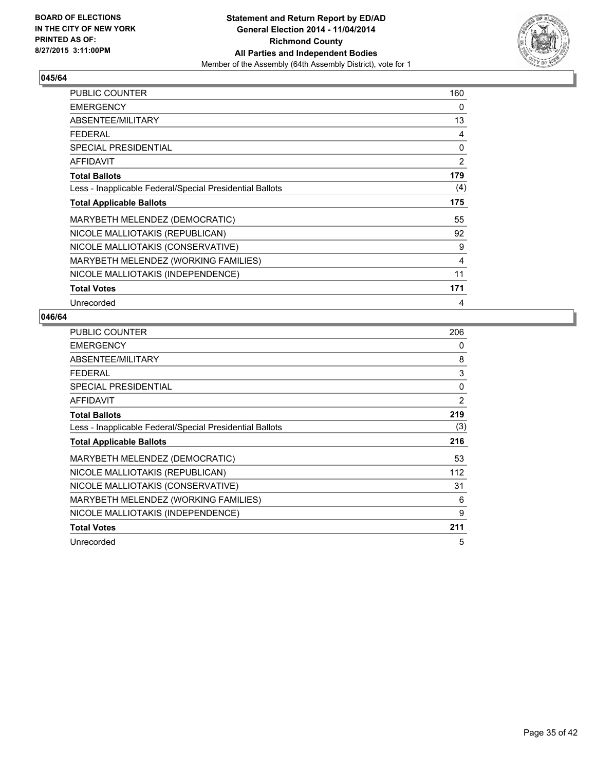**BOARD OF ELECTIONS**
**IN THE CITY OF NEW YORK**
**PRINTED AS OF:**
**8/27/2015 3:11:00PM**

**Statement and Return Report by ED/AD**
**General Election 2014 - 11/04/2014**
**Richmond County**
**All Parties and Independent Bodies**
Member of the Assembly (64th Assembly District), vote for 1

### 045/64

| | |
|---|---|
| PUBLIC COUNTER | 160 |
| EMERGENCY | 0 |
| ABSENTEE/MILITARY | 13 |
| FEDERAL | 4 |
| SPECIAL PRESIDENTIAL | 0 |
| AFFIDAVIT | 2 |
| **Total Ballots** | **179** |
| Less - Inapplicable Federal/Special Presidential Ballots | (4) |
| **Total Applicable Ballots** | **175** |
| MARYBETH MELENDEZ (DEMOCRATIC) | 55 |
| NICOLE MALLIOTAKIS (REPUBLICAN) | 92 |
| NICOLE MALLIOTAKIS (CONSERVATIVE) | 9 |
| MARYBETH MELENDEZ (WORKING FAMILIES) | 4 |
| NICOLE MALLIOTAKIS (INDEPENDENCE) | 11 |
| **Total Votes** | **171** |
| Unrecorded | 4 |

### 046/64

| | |
|---|---|
| PUBLIC COUNTER | 206 |
| EMERGENCY | 0 |
| ABSENTEE/MILITARY | 8 |
| FEDERAL | 3 |
| SPECIAL PRESIDENTIAL | 0 |
| AFFIDAVIT | 2 |
| **Total Ballots** | **219** |
| Less - Inapplicable Federal/Special Presidential Ballots | (3) |
| **Total Applicable Ballots** | **216** |
| MARYBETH MELENDEZ (DEMOCRATIC) | 53 |
| NICOLE MALLIOTAKIS (REPUBLICAN) | 112 |
| NICOLE MALLIOTAKIS (CONSERVATIVE) | 31 |
| MARYBETH MELENDEZ (WORKING FAMILIES) | 6 |
| NICOLE MALLIOTAKIS (INDEPENDENCE) | 9 |
| **Total Votes** | **211** |
| Unrecorded | 5 |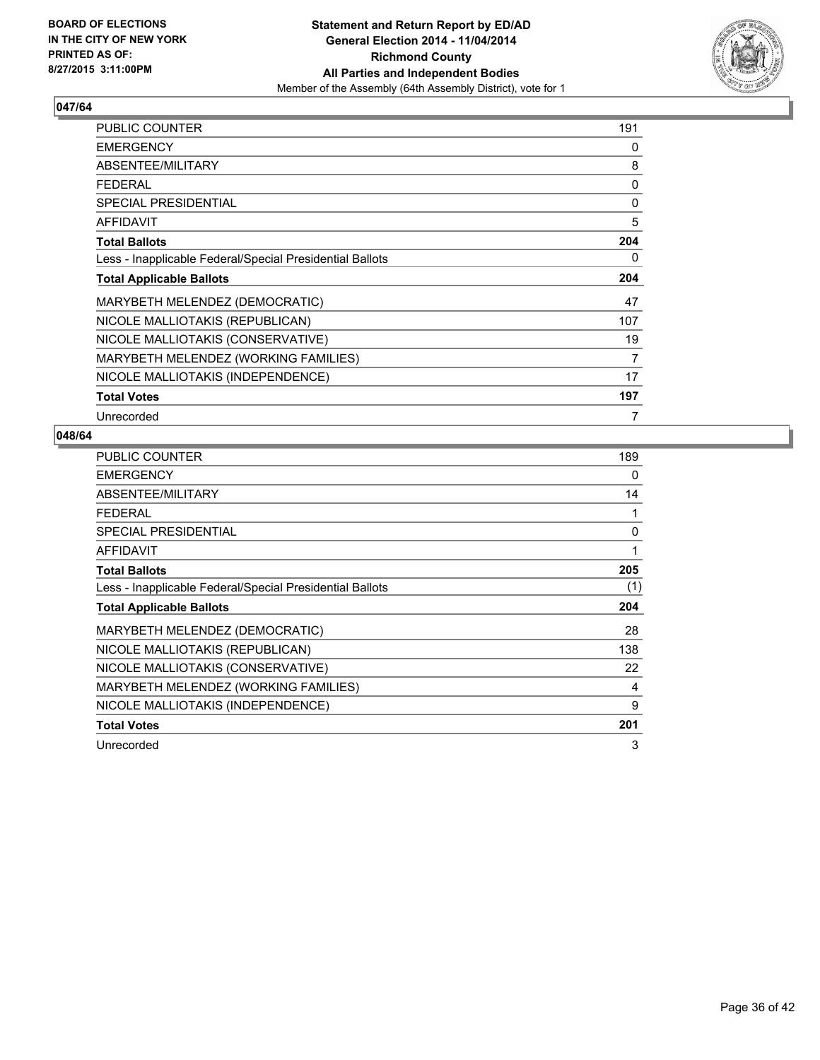**BOARD OF ELECTIONS IN THE CITY OF NEW YORK PRINTED AS OF: 8/27/2015 3:11:00PM**

**Statement and Return Report by ED/AD General Election 2014 - 11/04/2014 Richmond County All Parties and Independent Bodies**
Member of the Assembly (64th Assembly District), vote for 1

## 047/64

| | |
|---|---|
| PUBLIC COUNTER | 191 |
| EMERGENCY | 0 |
| ABSENTEE/MILITARY | 8 |
| FEDERAL | 0 |
| SPECIAL PRESIDENTIAL | 0 |
| AFFIDAVIT | 5 |
| **Total Ballots** | **204** |
| Less - Inapplicable Federal/Special Presidential Ballots | 0 |
| **Total Applicable Ballots** | **204** |
| MARYBETH MELENDEZ (DEMOCRATIC) | 47 |
| NICOLE MALLIOTAKIS (REPUBLICAN) | 107 |
| NICOLE MALLIOTAKIS (CONSERVATIVE) | 19 |
| MARYBETH MELENDEZ (WORKING FAMILIES) | 7 |
| NICOLE MALLIOTAKIS (INDEPENDENCE) | 17 |
| **Total Votes** | **197** |
| Unrecorded | 7 |

## 048/64

| | |
|---|---|
| PUBLIC COUNTER | 189 |
| EMERGENCY | 0 |
| ABSENTEE/MILITARY | 14 |
| FEDERAL | 1 |
| SPECIAL PRESIDENTIAL | 0 |
| AFFIDAVIT | 1 |
| **Total Ballots** | **205** |
| Less - Inapplicable Federal/Special Presidential Ballots | (1) |
| **Total Applicable Ballots** | **204** |
| MARYBETH MELENDEZ (DEMOCRATIC) | 28 |
| NICOLE MALLIOTAKIS (REPUBLICAN) | 138 |
| NICOLE MALLIOTAKIS (CONSERVATIVE) | 22 |
| MARYBETH MELENDEZ (WORKING FAMILIES) | 4 |
| NICOLE MALLIOTAKIS (INDEPENDENCE) | 9 |
| **Total Votes** | **201** |
| Unrecorded | 3 |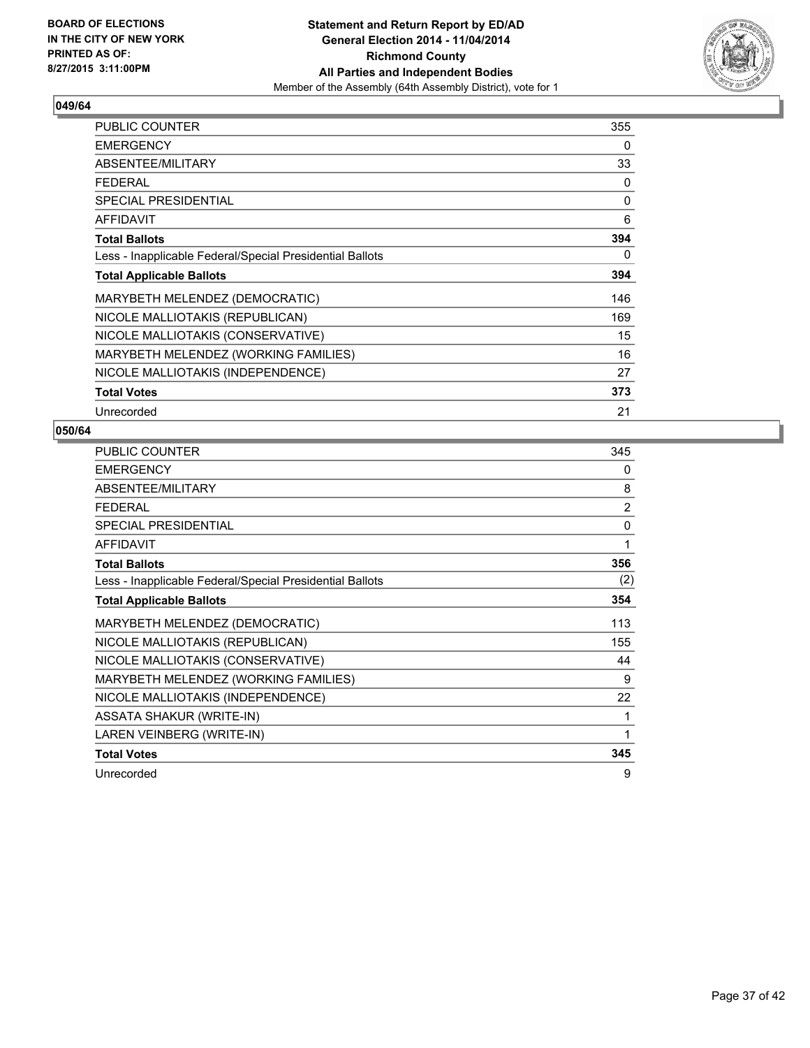**BOARD OF ELECTIONS IN THE CITY OF NEW YORK PRINTED AS OF: 8/27/2015 3:11:00PM**

**Statement and Return Report by ED/AD General Election 2014 - 11/04/2014 Richmond County All Parties and Independent Bodies**
Member of the Assembly (64th Assembly District), vote for 1

### 049/64

| | |
|---|---|
| PUBLIC COUNTER | 355 |
| EMERGENCY | 0 |
| ABSENTEE/MILITARY | 33 |
| FEDERAL | 0 |
| SPECIAL PRESIDENTIAL | 0 |
| AFFIDAVIT | 6 |
| **Total Ballots** | **394** |
| Less - Inapplicable Federal/Special Presidential Ballots | 0 |
| **Total Applicable Ballots** | **394** |
| MARYBETH MELENDEZ (DEMOCRATIC) | 146 |
| NICOLE MALLIOTAKIS (REPUBLICAN) | 169 |
| NICOLE MALLIOTAKIS (CONSERVATIVE) | 15 |
| MARYBETH MELENDEZ (WORKING FAMILIES) | 16 |
| NICOLE MALLIOTAKIS (INDEPENDENCE) | 27 |
| **Total Votes** | **373** |
| Unrecorded | 21 |

### 050/64

| | |
|---|---|
| PUBLIC COUNTER | 345 |
| EMERGENCY | 0 |
| ABSENTEE/MILITARY | 8 |
| FEDERAL | 2 |
| SPECIAL PRESIDENTIAL | 0 |
| AFFIDAVIT | 1 |
| **Total Ballots** | **356** |
| Less - Inapplicable Federal/Special Presidential Ballots | (2) |
| **Total Applicable Ballots** | **354** |
| MARYBETH MELENDEZ (DEMOCRATIC) | 113 |
| NICOLE MALLIOTAKIS (REPUBLICAN) | 155 |
| NICOLE MALLIOTAKIS (CONSERVATIVE) | 44 |
| MARYBETH MELENDEZ (WORKING FAMILIES) | 9 |
| NICOLE MALLIOTAKIS (INDEPENDENCE) | 22 |
| ASSATA SHAKUR (WRITE-IN) | 1 |
| LAREN VEINBERG (WRITE-IN) | 1 |
| **Total Votes** | **345** |
| Unrecorded | 9 |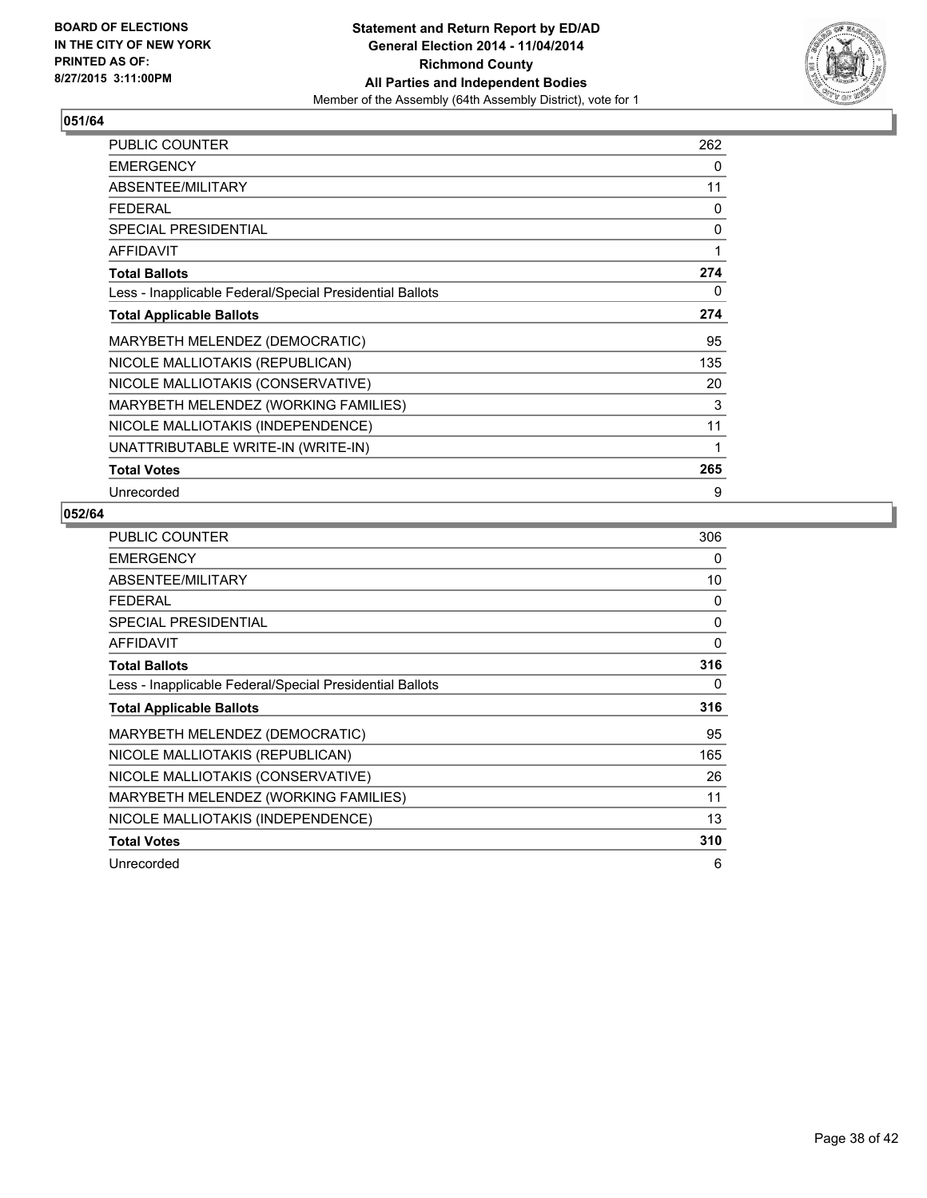BOARD OF ELECTIONS
IN THE CITY OF NEW YORK
PRINTED AS OF:
8/27/2015 3:11:00PM

**Statement and Return Report by ED/AD**
**General Election 2014 - 11/04/2014**
**Richmond County**
**All Parties and Independent Bodies**
Member of the Assembly (64th Assembly District), vote for 1

## 051/64

| | |
|---|---|
| PUBLIC COUNTER | 262 |
| EMERGENCY | 0 |
| ABSENTEE/MILITARY | 11 |
| FEDERAL | 0 |
| SPECIAL PRESIDENTIAL | 0 |
| AFFIDAVIT | 1 |
| **Total Ballots** | **274** |
| Less - Inapplicable Federal/Special Presidential Ballots | 0 |
| **Total Applicable Ballots** | **274** |
| MARYBETH MELENDEZ (DEMOCRATIC) | 95 |
| NICOLE MALLIOTAKIS (REPUBLICAN) | 135 |
| NICOLE MALLIOTAKIS (CONSERVATIVE) | 20 |
| MARYBETH MELENDEZ (WORKING FAMILIES) | 3 |
| NICOLE MALLIOTAKIS (INDEPENDENCE) | 11 |
| UNATTRIBUTABLE WRITE-IN (WRITE-IN) | 1 |
| **Total Votes** | **265** |
| Unrecorded | 9 |

## 052/64

| | |
|---|---|
| PUBLIC COUNTER | 306 |
| EMERGENCY | 0 |
| ABSENTEE/MILITARY | 10 |
| FEDERAL | 0 |
| SPECIAL PRESIDENTIAL | 0 |
| AFFIDAVIT | 0 |
| **Total Ballots** | **316** |
| Less - Inapplicable Federal/Special Presidential Ballots | 0 |
| **Total Applicable Ballots** | **316** |
| MARYBETH MELENDEZ (DEMOCRATIC) | 95 |
| NICOLE MALLIOTAKIS (REPUBLICAN) | 165 |
| NICOLE MALLIOTAKIS (CONSERVATIVE) | 26 |
| MARYBETH MELENDEZ (WORKING FAMILIES) | 11 |
| NICOLE MALLIOTAKIS (INDEPENDENCE) | 13 |
| **Total Votes** | **310** |
| Unrecorded | 6 |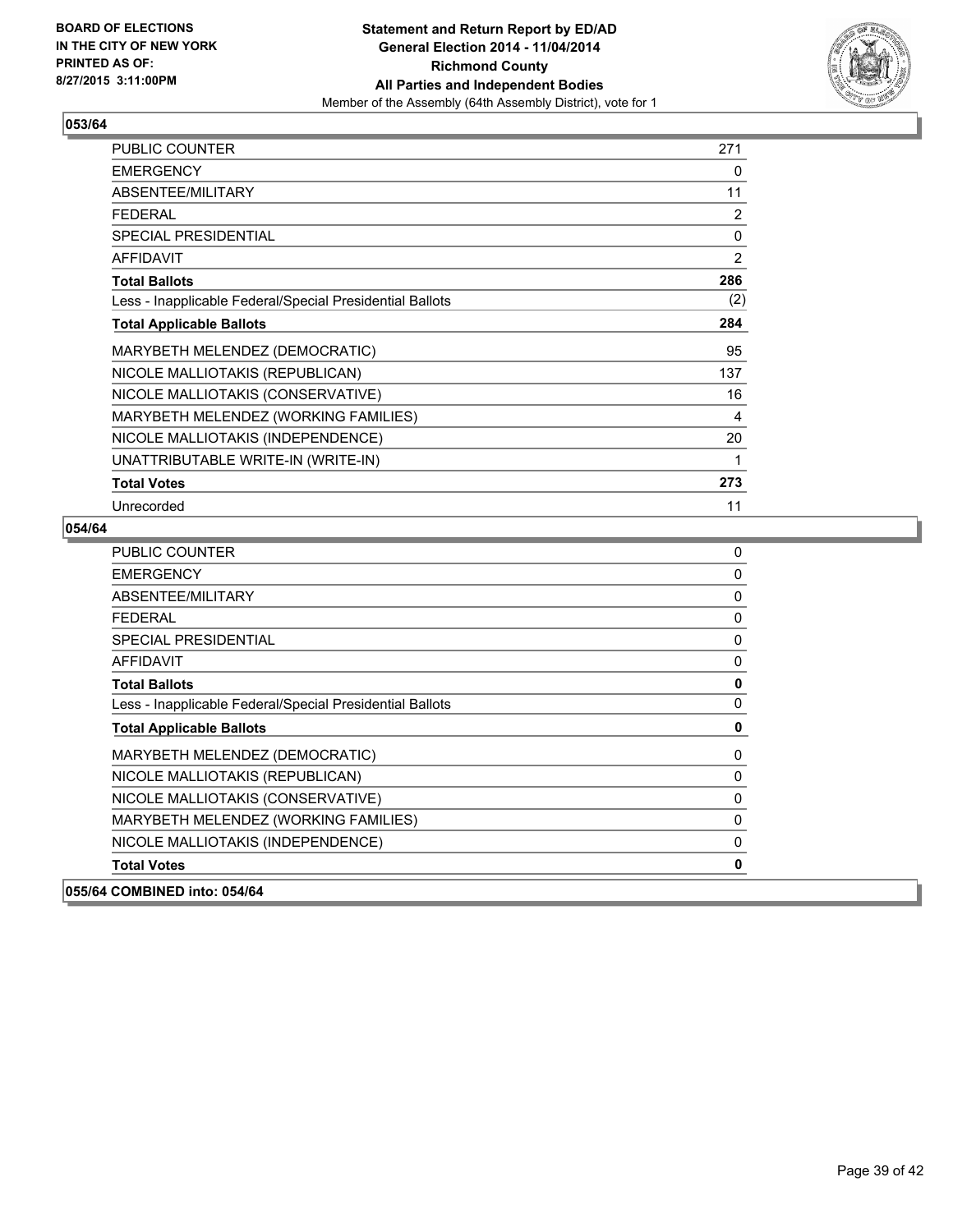## 053/64

| | |
|---|---|
| PUBLIC COUNTER | 271 |
| EMERGENCY | 0 |
| ABSENTEE/MILITARY | 11 |
| FEDERAL | 2 |
| SPECIAL PRESIDENTIAL | 0 |
| AFFIDAVIT | 2 |
| **Total Ballots** | **286** |
| Less - Inapplicable Federal/Special Presidential Ballots | (2) |
| **Total Applicable Ballots** | **284** |
| MARYBETH MELENDEZ (DEMOCRATIC) | 95 |
| NICOLE MALLIOTAKIS (REPUBLICAN) | 137 |
| NICOLE MALLIOTAKIS (CONSERVATIVE) | 16 |
| MARYBETH MELENDEZ (WORKING FAMILIES) | 4 |
| NICOLE MALLIOTAKIS (INDEPENDENCE) | 20 |
| UNATTRIBUTABLE WRITE-IN (WRITE-IN) | 1 |
| **Total Votes** | **273** |
| Unrecorded | 11 |

## 054/64

| | |
|---|---|
| PUBLIC COUNTER | 0 |
| EMERGENCY | 0 |
| ABSENTEE/MILITARY | 0 |
| FEDERAL | 0 |
| SPECIAL PRESIDENTIAL | 0 |
| AFFIDAVIT | 0 |
| **Total Ballots** | **0** |
| Less - Inapplicable Federal/Special Presidential Ballots | 0 |
| **Total Applicable Ballots** | **0** |
| MARYBETH MELENDEZ (DEMOCRATIC) | 0 |
| NICOLE MALLIOTAKIS (REPUBLICAN) | 0 |
| NICOLE MALLIOTAKIS (CONSERVATIVE) | 0 |
| MARYBETH MELENDEZ (WORKING FAMILIES) | 0 |
| NICOLE MALLIOTAKIS (INDEPENDENCE) | 0 |
| **Total Votes** | **0** |

## 055/64 COMBINED into: 054/64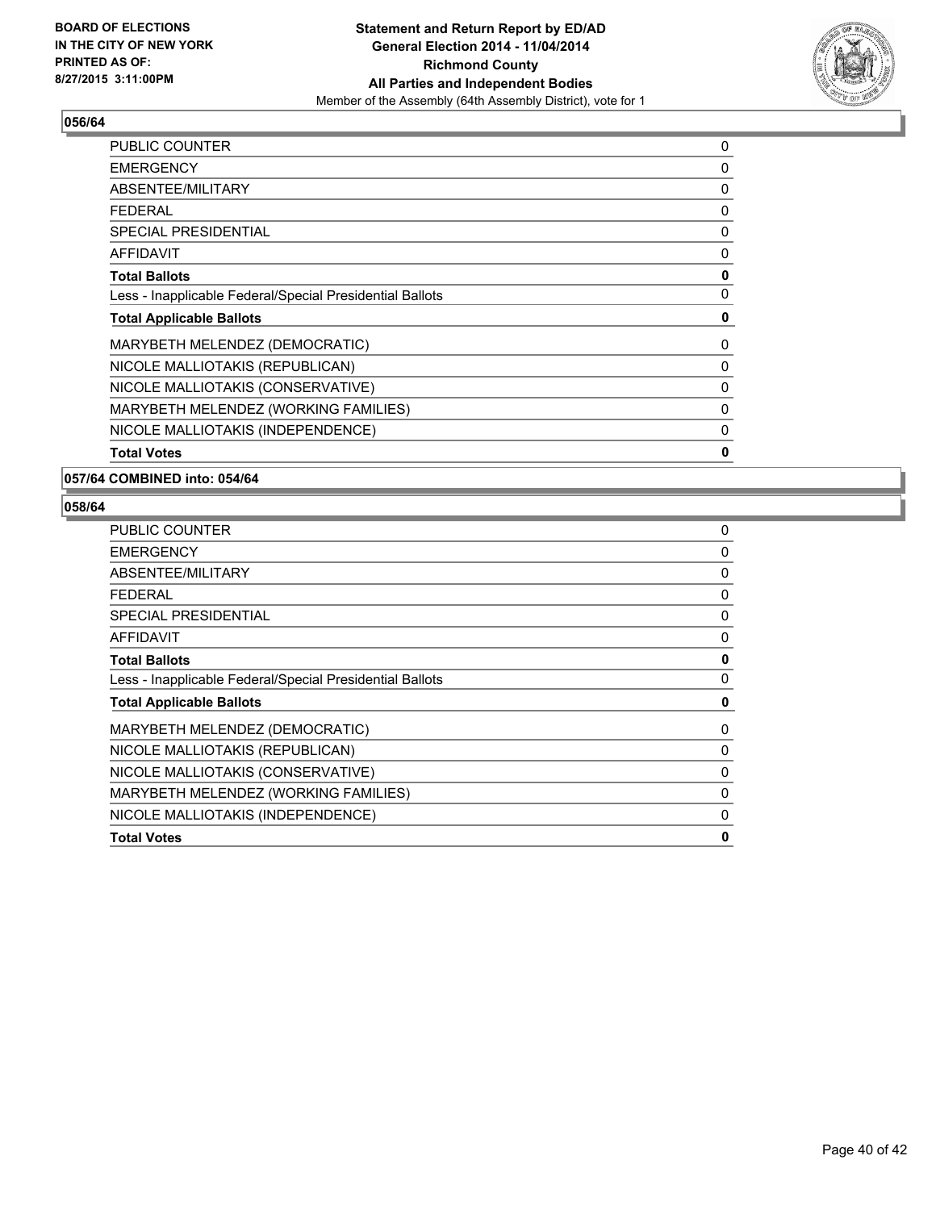**BOARD OF ELECTIONS IN THE CITY OF NEW YORK PRINTED AS OF: 8/27/2015 3:11:00PM**

**Statement and Return Report by ED/AD**
**General Election 2014 - 11/04/2014**
**Richmond County**
**All Parties and Independent Bodies**
Member of the Assembly (64th Assembly District), vote for 1

## 056/64

| | |
|---|---|
| PUBLIC COUNTER | 0 |
| EMERGENCY | 0 |
| ABSENTEE/MILITARY | 0 |
| FEDERAL | 0 |
| SPECIAL PRESIDENTIAL | 0 |
| AFFIDAVIT | 0 |
| **Total Ballots** | **0** |
| Less - Inapplicable Federal/Special Presidential Ballots | 0 |
| **Total Applicable Ballots** | **0** |
| MARYBETH MELENDEZ (DEMOCRATIC) | 0 |
| NICOLE MALLIOTAKIS (REPUBLICAN) | 0 |
| NICOLE MALLIOTAKIS (CONSERVATIVE) | 0 |
| MARYBETH MELENDEZ (WORKING FAMILIES) | 0 |
| NICOLE MALLIOTAKIS (INDEPENDENCE) | 0 |
| **Total Votes** | **0** |

## 057/64 COMBINED into: 054/64

## 058/64

| | |
|---|---|
| PUBLIC COUNTER | 0 |
| EMERGENCY | 0 |
| ABSENTEE/MILITARY | 0 |
| FEDERAL | 0 |
| SPECIAL PRESIDENTIAL | 0 |
| AFFIDAVIT | 0 |
| **Total Ballots** | **0** |
| Less - Inapplicable Federal/Special Presidential Ballots | 0 |
| **Total Applicable Ballots** | **0** |
| MARYBETH MELENDEZ (DEMOCRATIC) | 0 |
| NICOLE MALLIOTAKIS (REPUBLICAN) | 0 |
| NICOLE MALLIOTAKIS (CONSERVATIVE) | 0 |
| MARYBETH MELENDEZ (WORKING FAMILIES) | 0 |
| NICOLE MALLIOTAKIS (INDEPENDENCE) | 0 |
| **Total Votes** | **0** |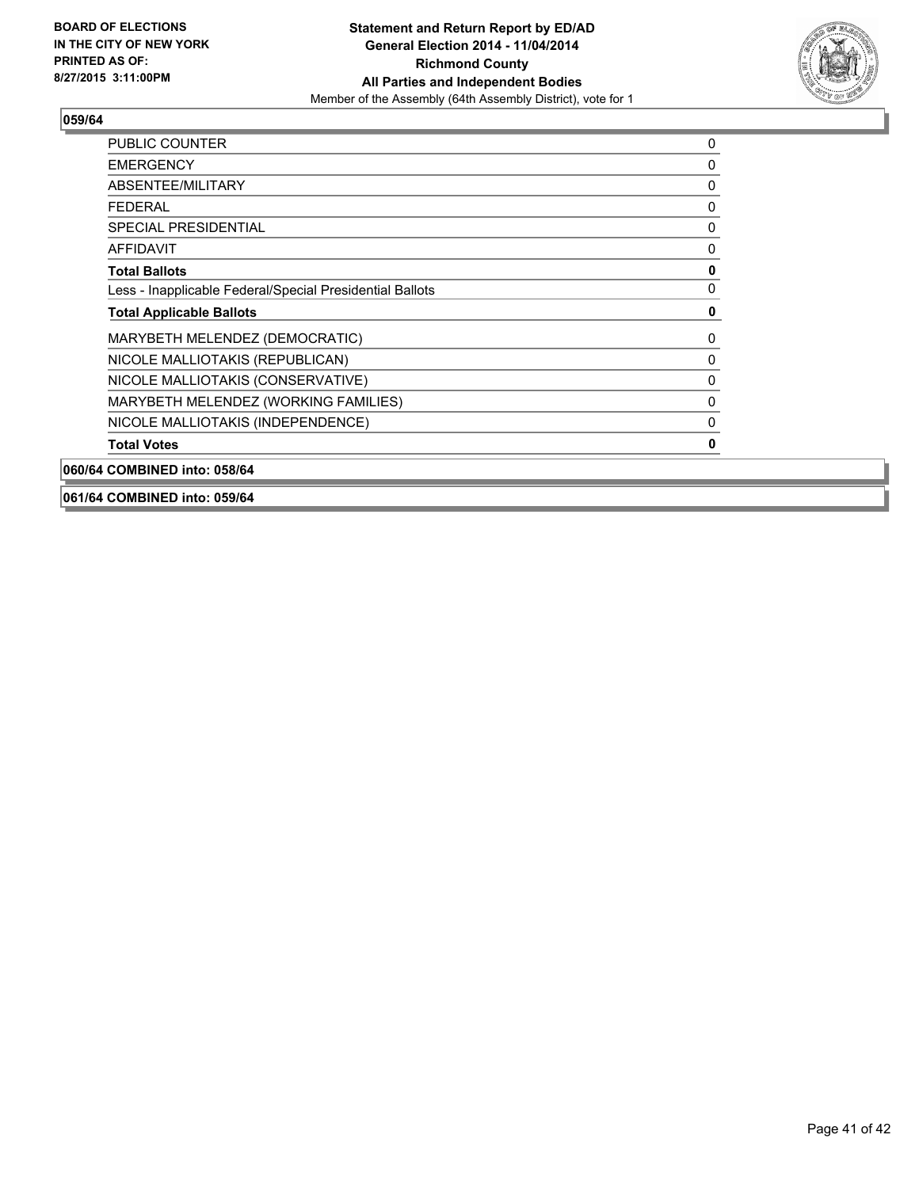## 059/64

| | |
|---|---|
| PUBLIC COUNTER | 0 |
| EMERGENCY | 0 |
| ABSENTEE/MILITARY | 0 |
| FEDERAL | 0 |
| SPECIAL PRESIDENTIAL | 0 |
| AFFIDAVIT | 0 |
| **Total Ballots** | **0** |
| Less - Inapplicable Federal/Special Presidential Ballots | 0 |
| **Total Applicable Ballots** | **0** |
| MARYBETH MELENDEZ (DEMOCRATIC) | 0 |
| NICOLE MALLIOTAKIS (REPUBLICAN) | 0 |
| NICOLE MALLIOTAKIS (CONSERVATIVE) | 0 |
| MARYBETH MELENDEZ (WORKING FAMILIES) | 0 |
| NICOLE MALLIOTAKIS (INDEPENDENCE) | 0 |
| **Total Votes** | **0** |

## 060/64 COMBINED into: 058/64

## 061/64 COMBINED into: 059/64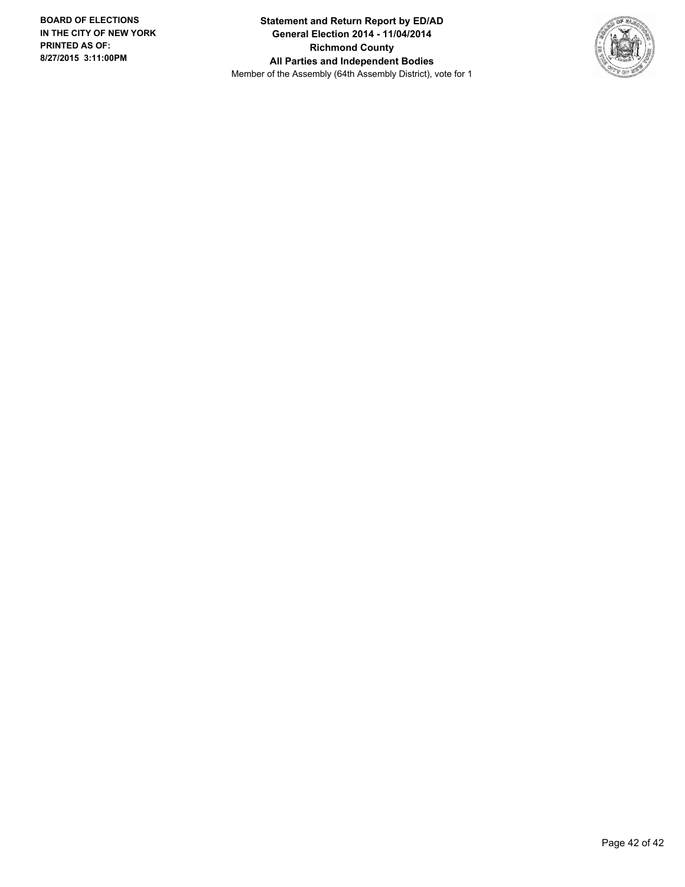**BOARD OF ELECTIONS**
**IN THE CITY OF NEW YORK**
**PRINTED AS OF:**
**8/27/2015 3:11:00PM**

**Statement and Return Report by ED/AD**
**General Election 2014 - 11/04/2014**
**Richmond County**
**All Parties and Independent Bodies**
Member of the Assembly (64th Assembly District), vote for 1